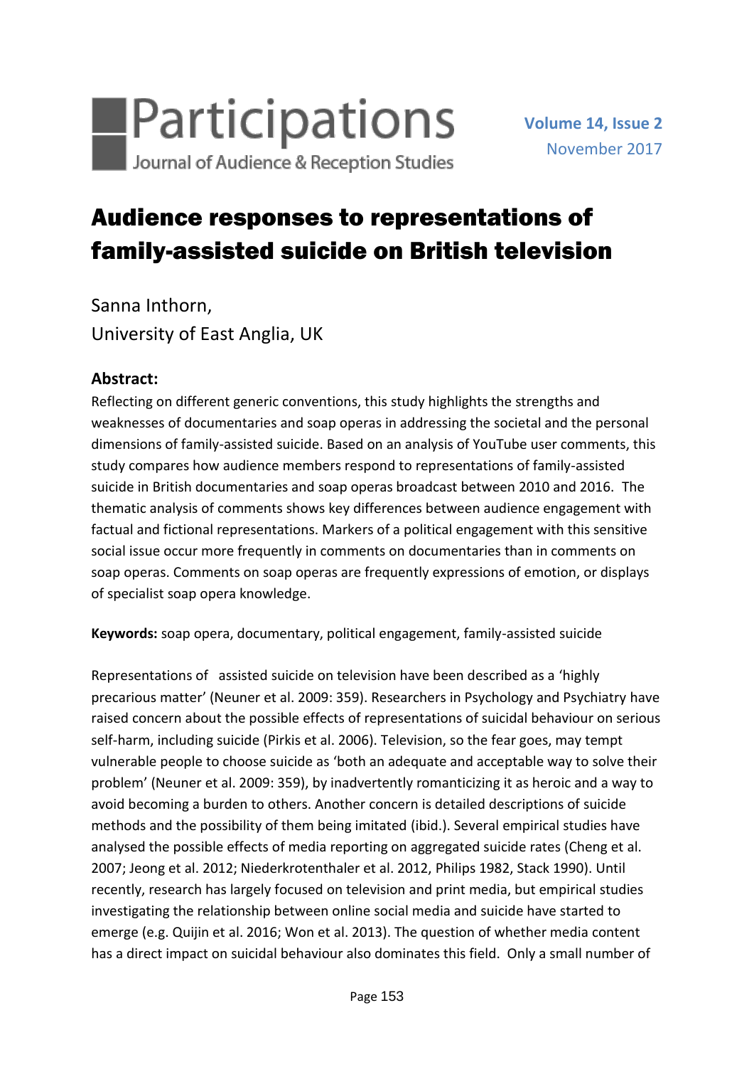# Audience responses to representations of family-assisted suicide on British television

Sanna Inthorn,
University of East Anglia, UK

## Abstract:

Reflecting on different generic conventions, this study highlights the strengths and weaknesses of documentaries and soap operas in addressing the societal and the personal dimensions of family-assisted suicide. Based on an analysis of YouTube user comments, this study compares how audience members respond to representations of family-assisted suicide in British documentaries and soap operas broadcast between 2010 and 2016. The thematic analysis of comments shows key differences between audience engagement with factual and fictional representations. Markers of a political engagement with this sensitive social issue occur more frequently in comments on documentaries than in comments on soap operas. Comments on soap operas are frequently expressions of emotion, or displays of specialist soap opera knowledge.

**Keywords:** soap opera, documentary, political engagement, family-assisted suicide

Representations of assisted suicide on television have been described as a 'highly precarious matter' (Neuner et al. 2009: 359). Researchers in Psychology and Psychiatry have raised concern about the possible effects of representations of suicidal behaviour on serious self-harm, including suicide (Pirkis et al. 2006). Television, so the fear goes, may tempt vulnerable people to choose suicide as 'both an adequate and acceptable way to solve their problem' (Neuner et al. 2009: 359), by inadvertently romanticizing it as heroic and a way to avoid becoming a burden to others. Another concern is detailed descriptions of suicide methods and the possibility of them being imitated (ibid.). Several empirical studies have analysed the possible effects of media reporting on aggregated suicide rates (Cheng et al. 2007; Jeong et al. 2012; Niederkrotenthaler et al. 2012, Philips 1982, Stack 1990). Until recently, research has largely focused on television and print media, but empirical studies investigating the relationship between online social media and suicide have started to emerge (e.g. Quijin et al. 2016; Won et al. 2013). The question of whether media content has a direct impact on suicidal behaviour also dominates this field. Only a small number of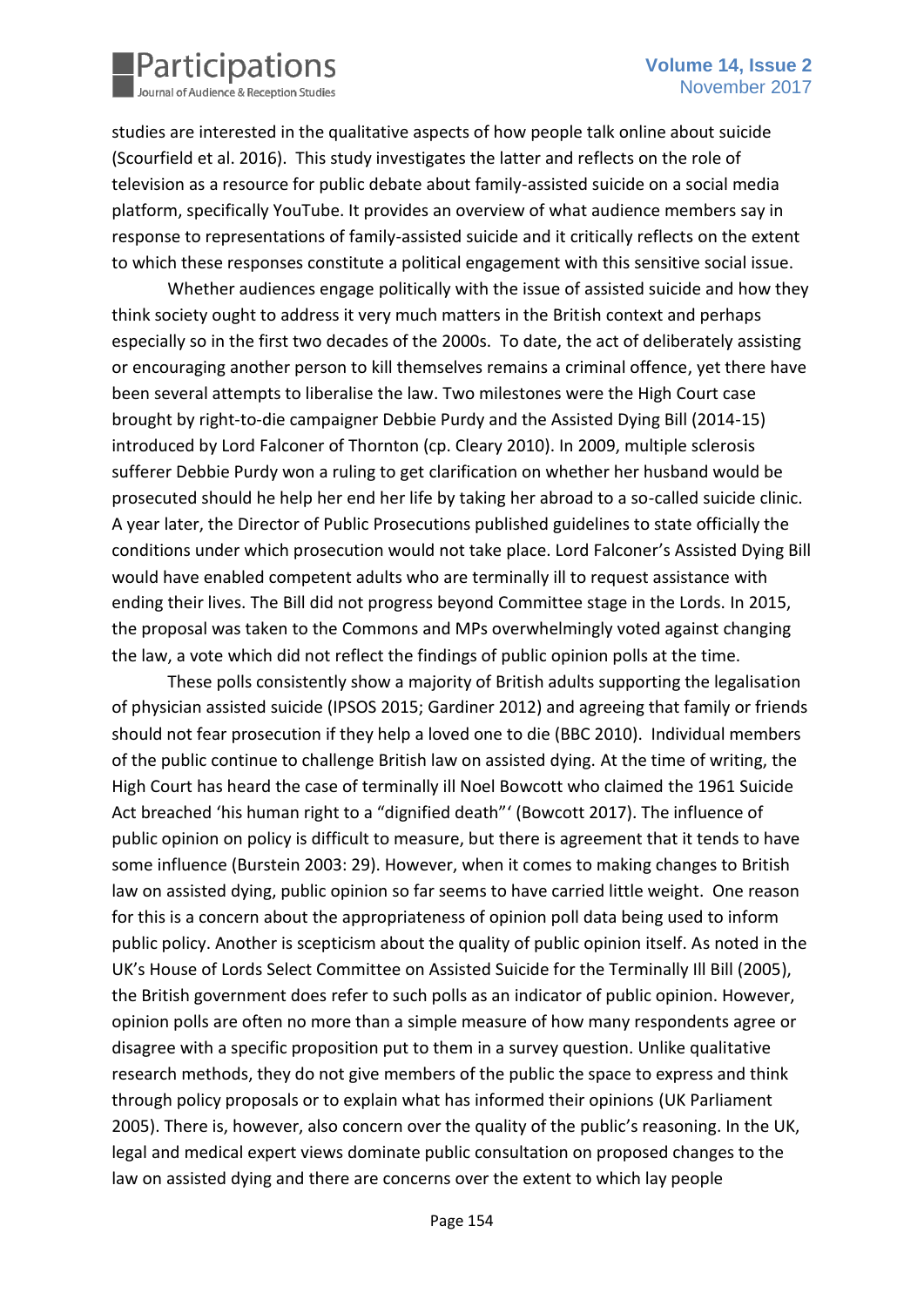studies are interested in the qualitative aspects of how people talk online about suicide (Scourfield et al. 2016). This study investigates the latter and reflects on the role of television as a resource for public debate about family-assisted suicide on a social media platform, specifically YouTube. It provides an overview of what audience members say in response to representations of family-assisted suicide and it critically reflects on the extent to which these responses constitute a political engagement with this sensitive social issue.

Whether audiences engage politically with the issue of assisted suicide and how they think society ought to address it very much matters in the British context and perhaps especially so in the first two decades of the 2000s. To date, the act of deliberately assisting or encouraging another person to kill themselves remains a criminal offence, yet there have been several attempts to liberalise the law. Two milestones were the High Court case brought by right-to-die campaigner Debbie Purdy and the Assisted Dying Bill (2014-15) introduced by Lord Falconer of Thornton (cp. Cleary 2010). In 2009, multiple sclerosis sufferer Debbie Purdy won a ruling to get clarification on whether her husband would be prosecuted should he help her end her life by taking her abroad to a so-called suicide clinic. A year later, the Director of Public Prosecutions published guidelines to state officially the conditions under which prosecution would not take place. Lord Falconer's Assisted Dying Bill would have enabled competent adults who are terminally ill to request assistance with ending their lives. The Bill did not progress beyond Committee stage in the Lords. In 2015, the proposal was taken to the Commons and MPs overwhelmingly voted against changing the law, a vote which did not reflect the findings of public opinion polls at the time.

These polls consistently show a majority of British adults supporting the legalisation of physician assisted suicide (IPSOS 2015; Gardiner 2012) and agreeing that family or friends should not fear prosecution if they help a loved one to die (BBC 2010). Individual members of the public continue to challenge British law on assisted dying. At the time of writing, the High Court has heard the case of terminally ill Noel Bowcott who claimed the 1961 Suicide Act breached 'his human right to a "dignified death"' (Bowcott 2017). The influence of public opinion on policy is difficult to measure, but there is agreement that it tends to have some influence (Burstein 2003: 29). However, when it comes to making changes to British law on assisted dying, public opinion so far seems to have carried little weight. One reason for this is a concern about the appropriateness of opinion poll data being used to inform public policy. Another is scepticism about the quality of public opinion itself. As noted in the UK's House of Lords Select Committee on Assisted Suicide for the Terminally Ill Bill (2005), the British government does refer to such polls as an indicator of public opinion. However, opinion polls are often no more than a simple measure of how many respondents agree or disagree with a specific proposition put to them in a survey question. Unlike qualitative research methods, they do not give members of the public the space to express and think through policy proposals or to explain what has informed their opinions (UK Parliament 2005). There is, however, also concern over the quality of the public's reasoning. In the UK, legal and medical expert views dominate public consultation on proposed changes to the law on assisted dying and there are concerns over the extent to which lay people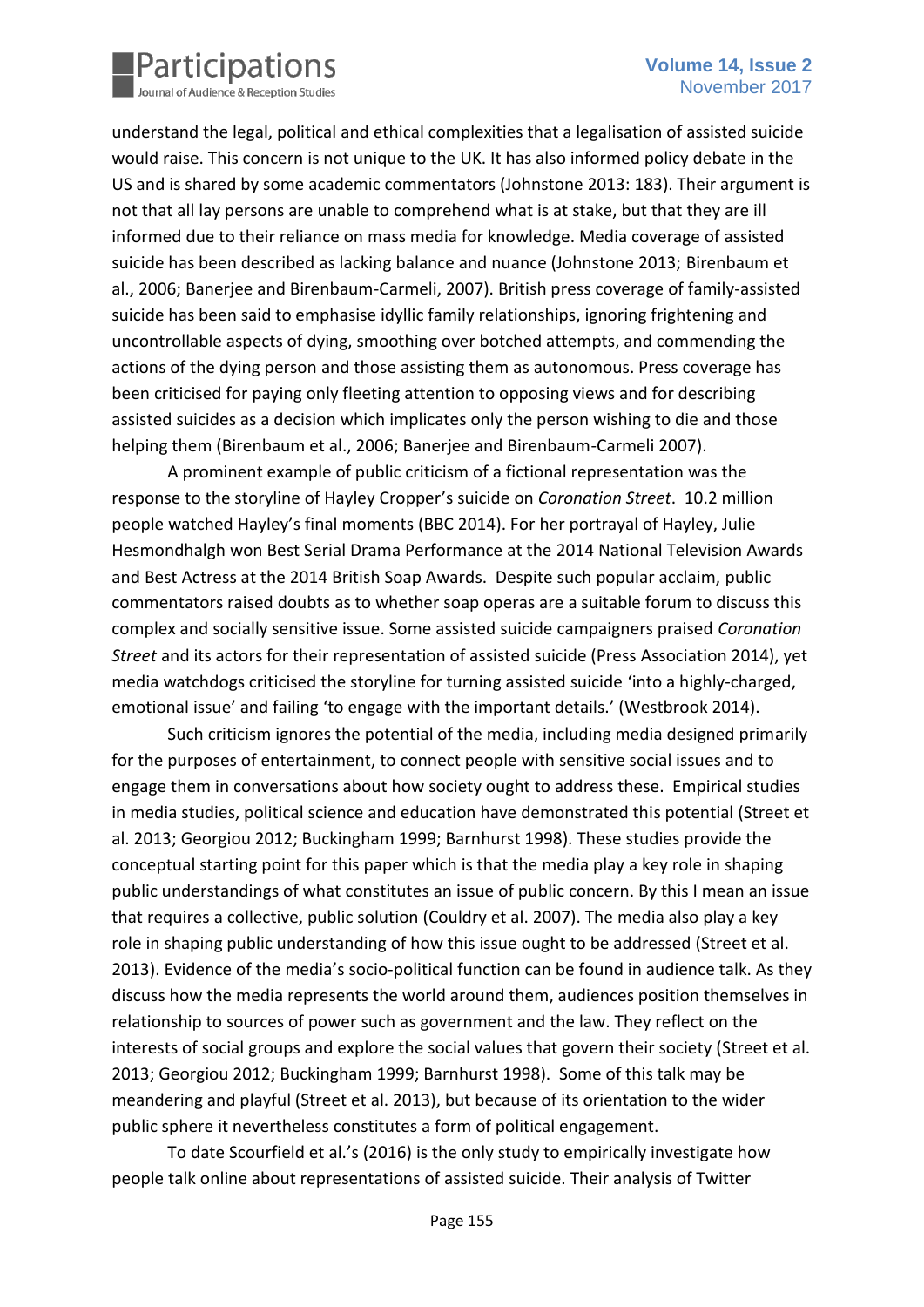understand the legal, political and ethical complexities that a legalisation of assisted suicide would raise. This concern is not unique to the UK. It has also informed policy debate in the US and is shared by some academic commentators (Johnstone 2013: 183). Their argument is not that all lay persons are unable to comprehend what is at stake, but that they are ill informed due to their reliance on mass media for knowledge. Media coverage of assisted suicide has been described as lacking balance and nuance (Johnstone 2013; Birenbaum et al., 2006; Banerjee and Birenbaum-Carmeli, 2007). British press coverage of family-assisted suicide has been said to emphasise idyllic family relationships, ignoring frightening and uncontrollable aspects of dying, smoothing over botched attempts, and commending the actions of the dying person and those assisting them as autonomous. Press coverage has been criticised for paying only fleeting attention to opposing views and for describing assisted suicides as a decision which implicates only the person wishing to die and those helping them (Birenbaum et al., 2006; Banerjee and Birenbaum-Carmeli 2007).

A prominent example of public criticism of a fictional representation was the response to the storyline of Hayley Cropper's suicide on *Coronation Street*. 10.2 million people watched Hayley's final moments (BBC 2014). For her portrayal of Hayley, Julie Hesmondhalgh won Best Serial Drama Performance at the 2014 National Television Awards and Best Actress at the 2014 British Soap Awards. Despite such popular acclaim, public commentators raised doubts as to whether soap operas are a suitable forum to discuss this complex and socially sensitive issue. Some assisted suicide campaigners praised *Coronation Street* and its actors for their representation of assisted suicide (Press Association 2014), yet media watchdogs criticised the storyline for turning assisted suicide 'into a highly-charged, emotional issue' and failing 'to engage with the important details.' (Westbrook 2014).

Such criticism ignores the potential of the media, including media designed primarily for the purposes of entertainment, to connect people with sensitive social issues and to engage them in conversations about how society ought to address these. Empirical studies in media studies, political science and education have demonstrated this potential (Street et al. 2013; Georgiou 2012; Buckingham 1999; Barnhurst 1998). These studies provide the conceptual starting point for this paper which is that the media play a key role in shaping public understandings of what constitutes an issue of public concern. By this I mean an issue that requires a collective, public solution (Couldry et al. 2007). The media also play a key role in shaping public understanding of how this issue ought to be addressed (Street et al. 2013). Evidence of the media's socio-political function can be found in audience talk. As they discuss how the media represents the world around them, audiences position themselves in relationship to sources of power such as government and the law. They reflect on the interests of social groups and explore the social values that govern their society (Street et al. 2013; Georgiou 2012; Buckingham 1999; Barnhurst 1998). Some of this talk may be meandering and playful (Street et al. 2013), but because of its orientation to the wider public sphere it nevertheless constitutes a form of political engagement.

To date Scourfield et al.'s (2016) is the only study to empirically investigate how people talk online about representations of assisted suicide. Their analysis of Twitter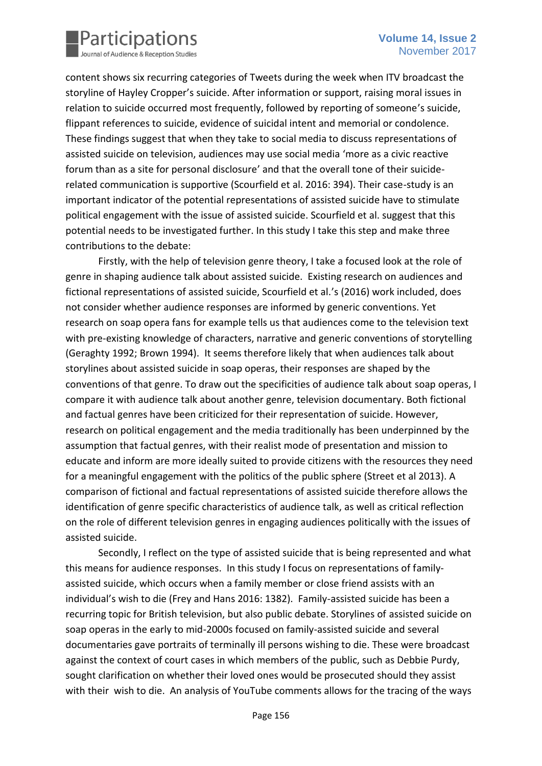content shows six recurring categories of Tweets during the week when ITV broadcast the storyline of Hayley Cropper's suicide. After information or support, raising moral issues in relation to suicide occurred most frequently, followed by reporting of someone's suicide, flippant references to suicide, evidence of suicidal intent and memorial or condolence. These findings suggest that when they take to social media to discuss representations of assisted suicide on television, audiences may use social media 'more as a civic reactive forum than as a site for personal disclosure' and that the overall tone of their suicide-related communication is supportive (Scourfield et al. 2016: 394). Their case-study is an important indicator of the potential representations of assisted suicide have to stimulate political engagement with the issue of assisted suicide. Scourfield et al. suggest that this potential needs to be investigated further. In this study I take this step and make three contributions to the debate:

Firstly, with the help of television genre theory, I take a focused look at the role of genre in shaping audience talk about assisted suicide. Existing research on audiences and fictional representations of assisted suicide, Scourfield et al.'s (2016) work included, does not consider whether audience responses are informed by generic conventions. Yet research on soap opera fans for example tells us that audiences come to the television text with pre-existing knowledge of characters, narrative and generic conventions of storytelling (Geraghty 1992; Brown 1994). It seems therefore likely that when audiences talk about storylines about assisted suicide in soap operas, their responses are shaped by the conventions of that genre. To draw out the specificities of audience talk about soap operas, I compare it with audience talk about another genre, television documentary. Both fictional and factual genres have been criticized for their representation of suicide. However, research on political engagement and the media traditionally has been underpinned by the assumption that factual genres, with their realist mode of presentation and mission to educate and inform are more ideally suited to provide citizens with the resources they need for a meaningful engagement with the politics of the public sphere (Street et al 2013). A comparison of fictional and factual representations of assisted suicide therefore allows the identification of genre specific characteristics of audience talk, as well as critical reflection on the role of different television genres in engaging audiences politically with the issues of assisted suicide.

Secondly, I reflect on the type of assisted suicide that is being represented and what this means for audience responses. In this study I focus on representations of family-assisted suicide, which occurs when a family member or close friend assists with an individual's wish to die (Frey and Hans 2016: 1382). Family-assisted suicide has been a recurring topic for British television, but also public debate. Storylines of assisted suicide on soap operas in the early to mid-2000s focused on family-assisted suicide and several documentaries gave portraits of terminally ill persons wishing to die. These were broadcast against the context of court cases in which members of the public, such as Debbie Purdy, sought clarification on whether their loved ones would be prosecuted should they assist with their wish to die. An analysis of YouTube comments allows for the tracing of the ways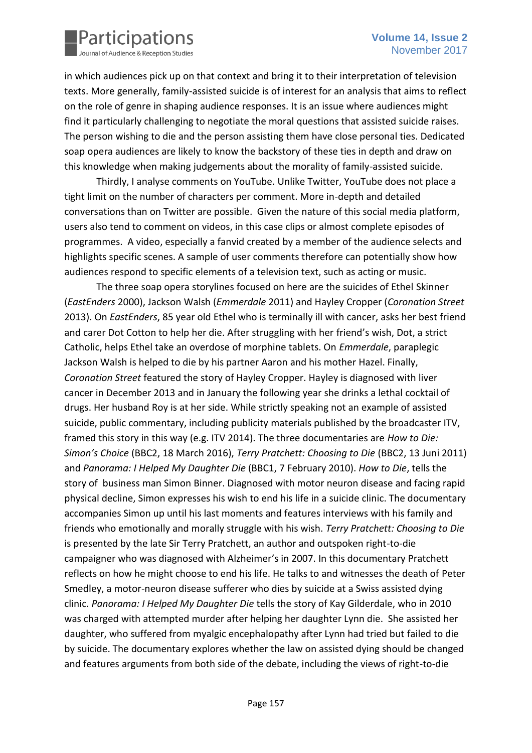in which audiences pick up on that context and bring it to their interpretation of television texts. More generally, family-assisted suicide is of interest for an analysis that aims to reflect on the role of genre in shaping audience responses. It is an issue where audiences might find it particularly challenging to negotiate the moral questions that assisted suicide raises. The person wishing to die and the person assisting them have close personal ties. Dedicated soap opera audiences are likely to know the backstory of these ties in depth and draw on this knowledge when making judgements about the morality of family-assisted suicide.

Thirdly, I analyse comments on YouTube. Unlike Twitter, YouTube does not place a tight limit on the number of characters per comment. More in-depth and detailed conversations than on Twitter are possible. Given the nature of this social media platform, users also tend to comment on videos, in this case clips or almost complete episodes of programmes. A video, especially a fanvid created by a member of the audience selects and highlights specific scenes. A sample of user comments therefore can potentially show how audiences respond to specific elements of a television text, such as acting or music.

The three soap opera storylines focused on here are the suicides of Ethel Skinner (*EastEnders* 2000), Jackson Walsh (*Emmerdale* 2011) and Hayley Cropper (*Coronation Street* 2013). On *EastEnders*, 85 year old Ethel who is terminally ill with cancer, asks her best friend and carer Dot Cotton to help her die. After struggling with her friend's wish, Dot, a strict Catholic, helps Ethel take an overdose of morphine tablets. On *Emmerdale*, paraplegic Jackson Walsh is helped to die by his partner Aaron and his mother Hazel. Finally, *Coronation Street* featured the story of Hayley Cropper. Hayley is diagnosed with liver cancer in December 2013 and in January the following year she drinks a lethal cocktail of drugs. Her husband Roy is at her side. While strictly speaking not an example of assisted suicide, public commentary, including publicity materials published by the broadcaster ITV, framed this story in this way (e.g. ITV 2014). The three documentaries are *How to Die: Simon's Choice* (BBC2, 18 March 2016), *Terry Pratchett: Choosing to Die* (BBC2, 13 Juni 2011) and *Panorama: I Helped My Daughter Die* (BBC1, 7 February 2010). *How to Die*, tells the story of business man Simon Binner. Diagnosed with motor neuron disease and facing rapid physical decline, Simon expresses his wish to end his life in a suicide clinic. The documentary accompanies Simon up until his last moments and features interviews with his family and friends who emotionally and morally struggle with his wish. *Terry Pratchett: Choosing to Die* is presented by the late Sir Terry Pratchett, an author and outspoken right-to-die campaigner who was diagnosed with Alzheimer's in 2007. In this documentary Pratchett reflects on how he might choose to end his life. He talks to and witnesses the death of Peter Smedley, a motor-neuron disease sufferer who dies by suicide at a Swiss assisted dying clinic. *Panorama: I Helped My Daughter Die* tells the story of Kay Gilderdale, who in 2010 was charged with attempted murder after helping her daughter Lynn die. She assisted her daughter, who suffered from myalgic encephalopathy after Lynn had tried but failed to die by suicide. The documentary explores whether the law on assisted dying should be changed and features arguments from both side of the debate, including the views of right-to-die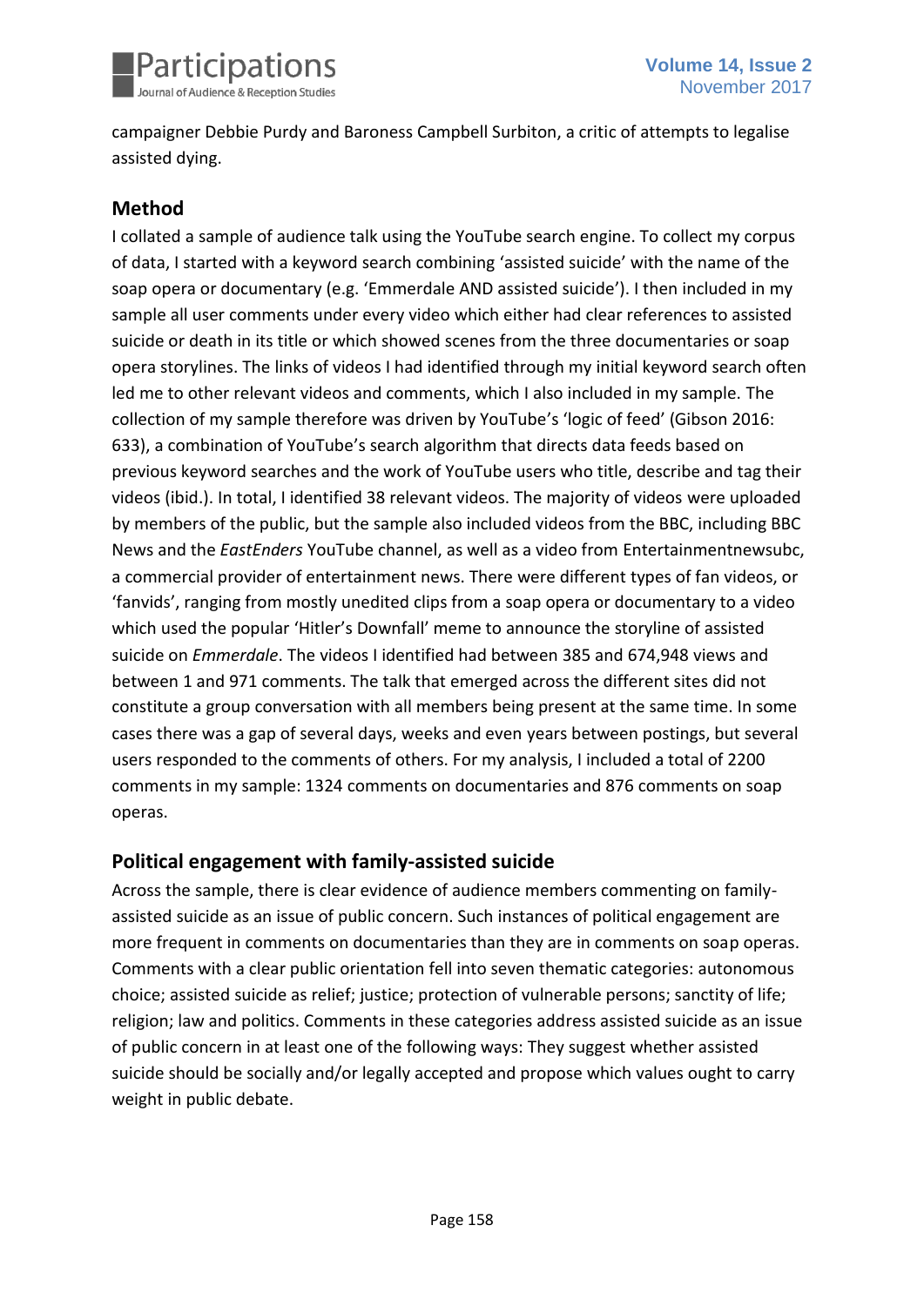campaigner Debbie Purdy and Baroness Campbell Surbiton, a critic of attempts to legalise assisted dying.

## Method

I collated a sample of audience talk using the YouTube search engine. To collect my corpus of data, I started with a keyword search combining 'assisted suicide' with the name of the soap opera or documentary (e.g. 'Emmerdale AND assisted suicide'). I then included in my sample all user comments under every video which either had clear references to assisted suicide or death in its title or which showed scenes from the three documentaries or soap opera storylines. The links of videos I had identified through my initial keyword search often led me to other relevant videos and comments, which I also included in my sample. The collection of my sample therefore was driven by YouTube's 'logic of feed' (Gibson 2016: 633), a combination of YouTube's search algorithm that directs data feeds based on previous keyword searches and the work of YouTube users who title, describe and tag their videos (ibid.). In total, I identified 38 relevant videos. The majority of videos were uploaded by members of the public, but the sample also included videos from the BBC, including BBC News and the *EastEnders* YouTube channel, as well as a video from Entertainmentnewsubc, a commercial provider of entertainment news. There were different types of fan videos, or 'fanvids', ranging from mostly unedited clips from a soap opera or documentary to a video which used the popular 'Hitler's Downfall' meme to announce the storyline of assisted suicide on *Emmerdale*. The videos I identified had between 385 and 674,948 views and between 1 and 971 comments. The talk that emerged across the different sites did not constitute a group conversation with all members being present at the same time. In some cases there was a gap of several days, weeks and even years between postings, but several users responded to the comments of others. For my analysis, I included a total of 2200 comments in my sample: 1324 comments on documentaries and 876 comments on soap operas.

## Political engagement with family-assisted suicide

Across the sample, there is clear evidence of audience members commenting on family-assisted suicide as an issue of public concern. Such instances of political engagement are more frequent in comments on documentaries than they are in comments on soap operas. Comments with a clear public orientation fell into seven thematic categories: autonomous choice; assisted suicide as relief; justice; protection of vulnerable persons; sanctity of life; religion; law and politics. Comments in these categories address assisted suicide as an issue of public concern in at least one of the following ways: They suggest whether assisted suicide should be socially and/or legally accepted and propose which values ought to carry weight in public debate.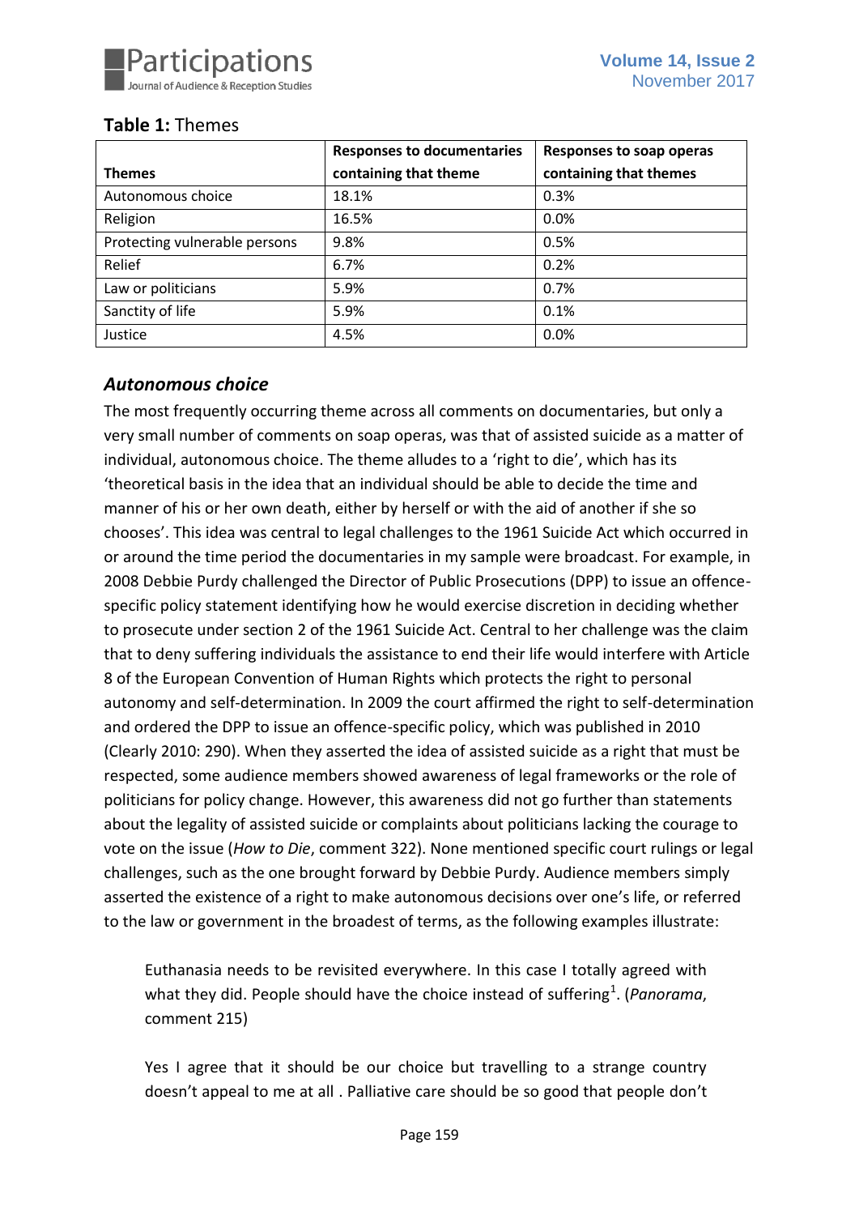**Table 1:** Themes

| Themes | Responses to documentaries containing that theme | Responses to soap operas containing that themes |
|---|---|---|
| Autonomous choice | 18.1% | 0.3% |
| Religion | 16.5% | 0.0% |
| Protecting vulnerable persons | 9.8% | 0.5% |
| Relief | 6.7% | 0.2% |
| Law or politicians | 5.9% | 0.7% |
| Sanctity of life | 5.9% | 0.1% |
| Justice | 4.5% | 0.0% |

### *Autonomous choice*

The most frequently occurring theme across all comments on documentaries, but only a very small number of comments on soap operas, was that of assisted suicide as a matter of individual, autonomous choice. The theme alludes to a 'right to die', which has its 'theoretical basis in the idea that an individual should be able to decide the time and manner of his or her own death, either by herself or with the aid of another if she so chooses'. This idea was central to legal challenges to the 1961 Suicide Act which occurred in or around the time period the documentaries in my sample were broadcast. For example, in 2008 Debbie Purdy challenged the Director of Public Prosecutions (DPP) to issue an offence-specific policy statement identifying how he would exercise discretion in deciding whether to prosecute under section 2 of the 1961 Suicide Act. Central to her challenge was the claim that to deny suffering individuals the assistance to end their life would interfere with Article 8 of the European Convention of Human Rights which protects the right to personal autonomy and self-determination. In 2009 the court affirmed the right to self-determination and ordered the DPP to issue an offence-specific policy, which was published in 2010 (Clearly 2010: 290). When they asserted the idea of assisted suicide as a right that must be respected, some audience members showed awareness of legal frameworks or the role of politicians for policy change. However, this awareness did not go further than statements about the legality of assisted suicide or complaints about politicians lacking the courage to vote on the issue (*How to Die*, comment 322). None mentioned specific court rulings or legal challenges, such as the one brought forward by Debbie Purdy. Audience members simply asserted the existence of a right to make autonomous decisions over one's life, or referred to the law or government in the broadest of terms, as the following examples illustrate:

> Euthanasia needs to be revisited everywhere. In this case I totally agreed with what they did. People should have the choice instead of suffering[1]. (*Panorama*, comment 215)

> Yes I agree that it should be our choice but travelling to a strange country doesn't appeal to me at all . Palliative care should be so good that people don't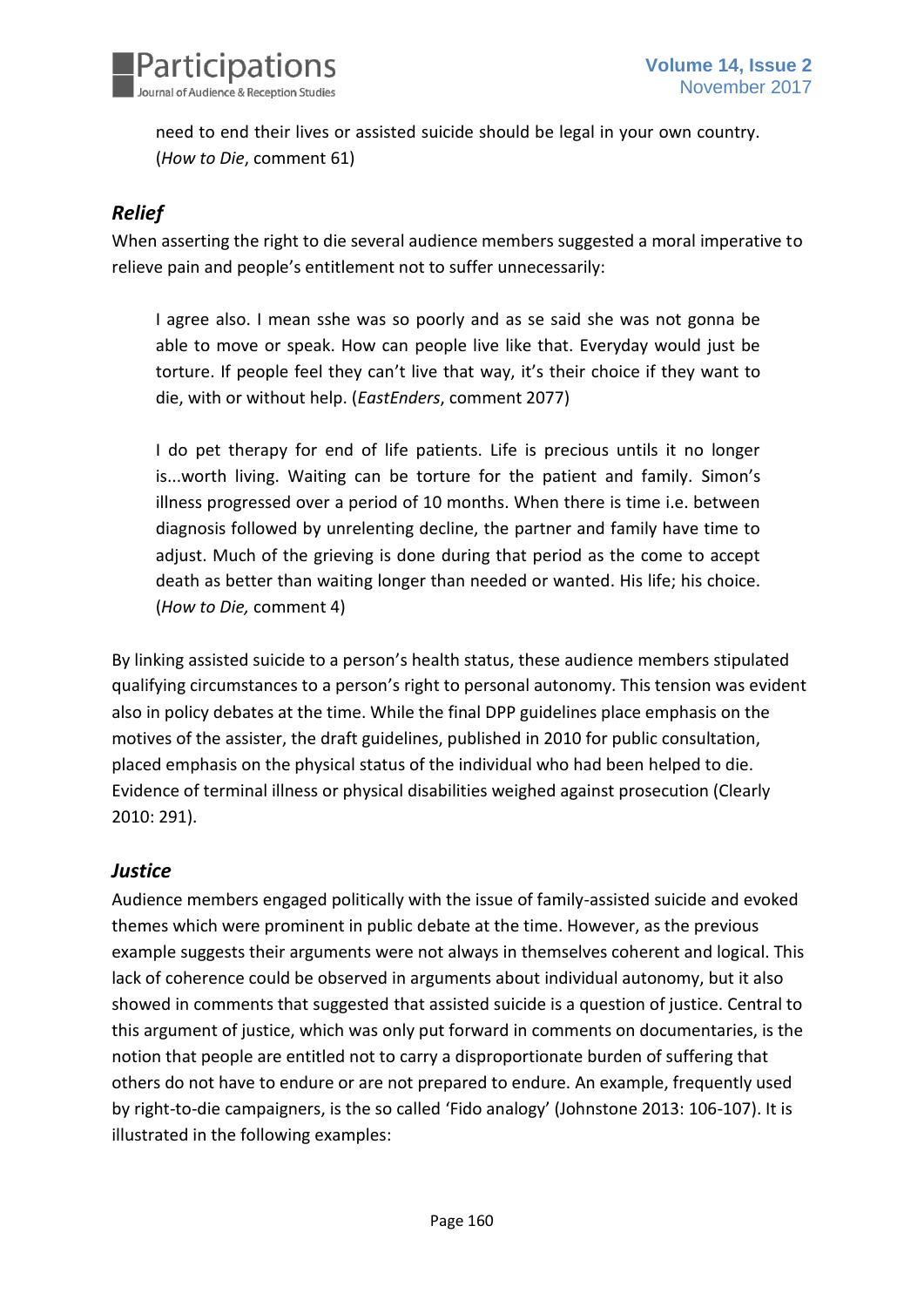need to end their lives or assisted suicide should be legal in your own country. (*How to Die*, comment 61)

### *Relief*

When asserting the right to die several audience members suggested a moral imperative to relieve pain and people's entitlement not to suffer unnecessarily:

> I agree also. I mean sshe was so poorly and as se said she was not gonna be able to move or speak. How can people live like that. Everyday would just be torture. If people feel they can't live that way, it's their choice if they want to die, with or without help. (*EastEnders*, comment 2077)

> I do pet therapy for end of life patients. Life is precious untils it no longer is...worth living. Waiting can be torture for the patient and family. Simon's illness progressed over a period of 10 months. When there is time i.e. between diagnosis followed by unrelenting decline, the partner and family have time to adjust. Much of the grieving is done during that period as the come to accept death as better than waiting longer than needed or wanted. His life; his choice. (*How to Die,* comment 4)

By linking assisted suicide to a person's health status, these audience members stipulated qualifying circumstances to a person's right to personal autonomy. This tension was evident also in policy debates at the time. While the final DPP guidelines place emphasis on the motives of the assister, the draft guidelines, published in 2010 for public consultation, placed emphasis on the physical status of the individual who had been helped to die. Evidence of terminal illness or physical disabilities weighed against prosecution (Clearly 2010: 291).

### *Justice*

Audience members engaged politically with the issue of family-assisted suicide and evoked themes which were prominent in public debate at the time. However, as the previous example suggests their arguments were not always in themselves coherent and logical. This lack of coherence could be observed in arguments about individual autonomy, but it also showed in comments that suggested that assisted suicide is a question of justice. Central to this argument of justice, which was only put forward in comments on documentaries, is the notion that people are entitled not to carry a disproportionate burden of suffering that others do not have to endure or are not prepared to endure. An example, frequently used by right-to-die campaigners, is the so called 'Fido analogy' (Johnstone 2013: 106-107). It is illustrated in the following examples: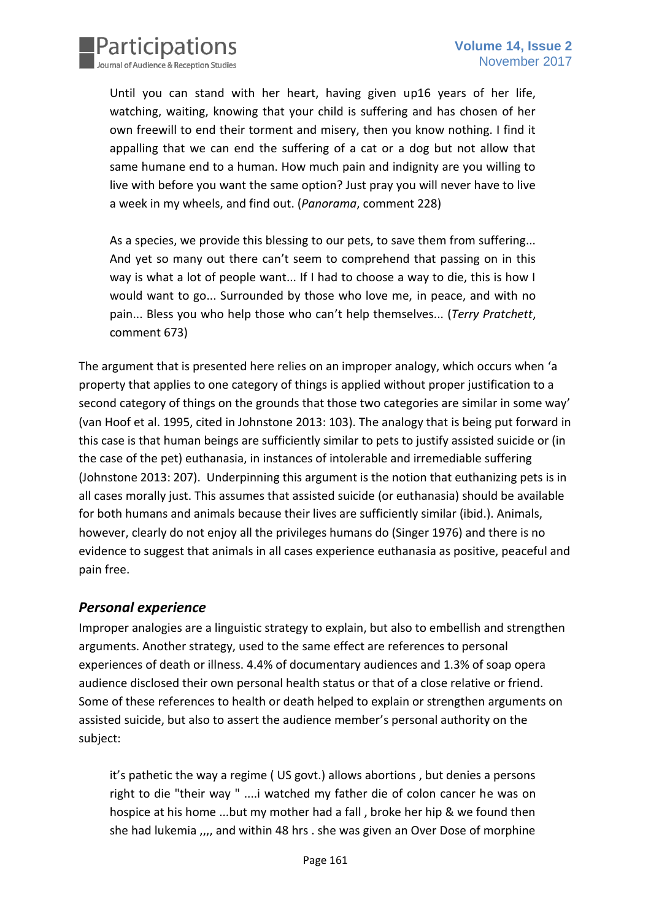> Until you can stand with her heart, having given up16 years of her life, watching, waiting, knowing that your child is suffering and has chosen of her own freewill to end their torment and misery, then you know nothing. I find it appalling that we can end the suffering of a cat or a dog but not allow that same humane end to a human. How much pain and indignity are you willing to live with before you want the same option? Just pray you will never have to live a week in my wheels, and find out. (*Panorama*, comment 228)

> As a species, we provide this blessing to our pets, to save them from suffering... And yet so many out there can't seem to comprehend that passing on in this way is what a lot of people want... If I had to choose a way to die, this is how I would want to go... Surrounded by those who love me, in peace, and with no pain... Bless you who help those who can't help themselves... (*Terry Pratchett*, comment 673)

The argument that is presented here relies on an improper analogy, which occurs when 'a property that applies to one category of things is applied without proper justification to a second category of things on the grounds that those two categories are similar in some way' (van Hoof et al. 1995, cited in Johnstone 2013: 103). The analogy that is being put forward in this case is that human beings are sufficiently similar to pets to justify assisted suicide or (in the case of the pet) euthanasia, in instances of intolerable and irremediable suffering (Johnstone 2013: 207). Underpinning this argument is the notion that euthanizing pets is in all cases morally just. This assumes that assisted suicide (or euthanasia) should be available for both humans and animals because their lives are sufficiently similar (ibid.). Animals, however, clearly do not enjoy all the privileges humans do (Singer 1976) and there is no evidence to suggest that animals in all cases experience euthanasia as positive, peaceful and pain free.

### *Personal experience*

Improper analogies are a linguistic strategy to explain, but also to embellish and strengthen arguments. Another strategy, used to the same effect are references to personal experiences of death or illness. 4.4% of documentary audiences and 1.3% of soap opera audience disclosed their own personal health status or that of a close relative or friend. Some of these references to health or death helped to explain or strengthen arguments on assisted suicide, but also to assert the audience member's personal authority on the subject:

> it's pathetic the way a regime ( US govt.) allows abortions , but denies a persons right to die "their way " ....i watched my father die of colon cancer he was on hospice at his home ...but my mother had a fall , broke her hip & we found then she had lukemia ,,,, and within 48 hrs . she was given an Over Dose of morphine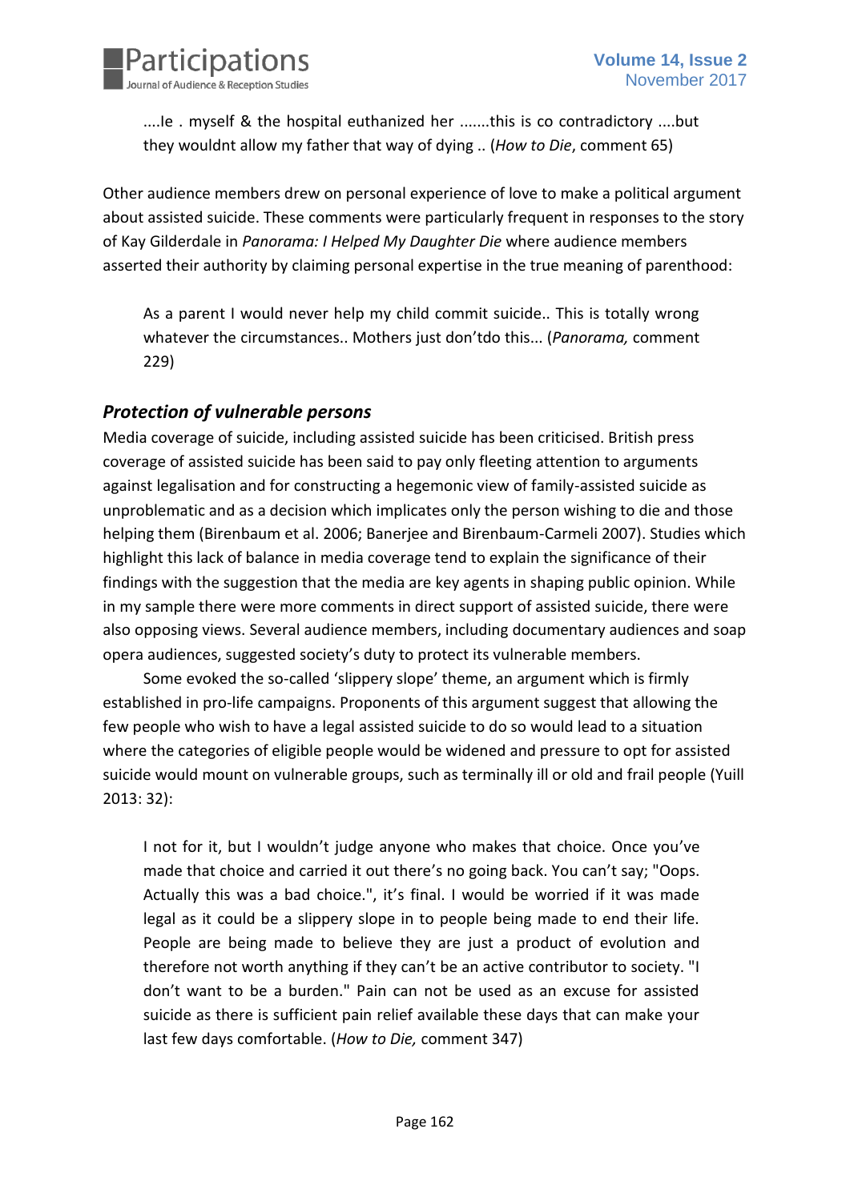> ....Ie . myself & the hospital euthanized her .......this is co contradictory ....but they wouldnt allow my father that way of dying .. (*How to Die*, comment 65)

Other audience members drew on personal experience of love to make a political argument about assisted suicide. These comments were particularly frequent in responses to the story of Kay Gilderdale in *Panorama: I Helped My Daughter Die* where audience members asserted their authority by claiming personal expertise in the true meaning of parenthood:

> As a parent I would never help my child commit suicide.. This is totally wrong whatever the circumstances.. Mothers just don'tdo this... (*Panorama,* comment 229)

### *Protection of vulnerable persons*

Media coverage of suicide, including assisted suicide has been criticised. British press coverage of assisted suicide has been said to pay only fleeting attention to arguments against legalisation and for constructing a hegemonic view of family-assisted suicide as unproblematic and as a decision which implicates only the person wishing to die and those helping them (Birenbaum et al. 2006; Banerjee and Birenbaum-Carmeli 2007). Studies which highlight this lack of balance in media coverage tend to explain the significance of their findings with the suggestion that the media are key agents in shaping public opinion. While in my sample there were more comments in direct support of assisted suicide, there were also opposing views. Several audience members, including documentary audiences and soap opera audiences, suggested society's duty to protect its vulnerable members.

Some evoked the so-called 'slippery slope' theme, an argument which is firmly established in pro-life campaigns. Proponents of this argument suggest that allowing the few people who wish to have a legal assisted suicide to do so would lead to a situation where the categories of eligible people would be widened and pressure to opt for assisted suicide would mount on vulnerable groups, such as terminally ill or old and frail people (Yuill 2013: 32):

> I not for it, but I wouldn't judge anyone who makes that choice. Once you've made that choice and carried it out there's no going back. You can't say; "Oops. Actually this was a bad choice.", it's final. I would be worried if it was made legal as it could be a slippery slope in to people being made to end their life. People are being made to believe they are just a product of evolution and therefore not worth anything if they can't be an active contributor to society. "I don't want to be a burden." Pain can not be used as an excuse for assisted suicide as there is sufficient pain relief available these days that can make your last few days comfortable. (*How to Die,* comment 347)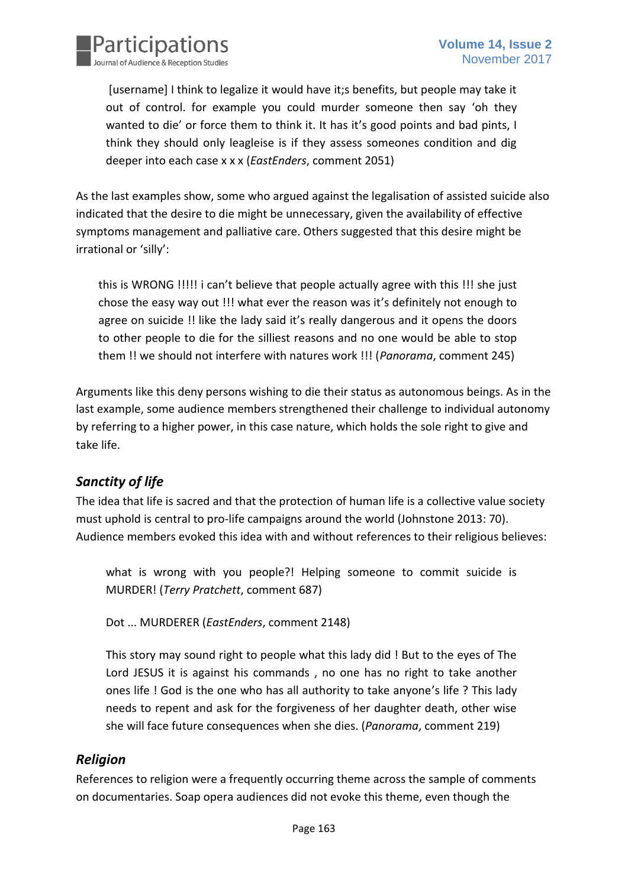> [username] I think to legalize it would have it;s benefits, but people may take it out of control. for example you could murder someone then say 'oh they wanted to die' or force them to think it. It has it's good points and bad pints, I think they should only leagleise is if they assess someones condition and dig deeper into each case x x x (*EastEnders*, comment 2051)

As the last examples show, some who argued against the legalisation of assisted suicide also indicated that the desire to die might be unnecessary, given the availability of effective symptoms management and palliative care. Others suggested that this desire might be irrational or 'silly':

> this is WRONG !!!!! i can't believe that people actually agree with this !!! she just chose the easy way out !!! what ever the reason was it's definitely not enough to agree on suicide !! like the lady said it's really dangerous and it opens the doors to other people to die for the silliest reasons and no one would be able to stop them !! we should not interfere with natures work !!! (*Panorama*, comment 245)

Arguments like this deny persons wishing to die their status as autonomous beings. As in the last example, some audience members strengthened their challenge to individual autonomy by referring to a higher power, in this case nature, which holds the sole right to give and take life.

### *Sanctity of life*

The idea that life is sacred and that the protection of human life is a collective value society must uphold is central to pro-life campaigns around the world (Johnstone 2013: 70). Audience members evoked this idea with and without references to their religious believes:

> what is wrong with you people?! Helping someone to commit suicide is MURDER! (*Terry Pratchett*, comment 687)

> Dot ... MURDERER (*EastEnders*, comment 2148)

> This story may sound right to people what this lady did ! But to the eyes of The Lord JESUS it is against his commands , no one has no right to take another ones life ! God is the one who has all authority to take anyone's life ? This lady needs to repent and ask for the forgiveness of her daughter death, other wise she will face future consequences when she dies. (*Panorama*, comment 219)

### *Religion*

References to religion were a frequently occurring theme across the sample of comments on documentaries. Soap opera audiences did not evoke this theme, even though the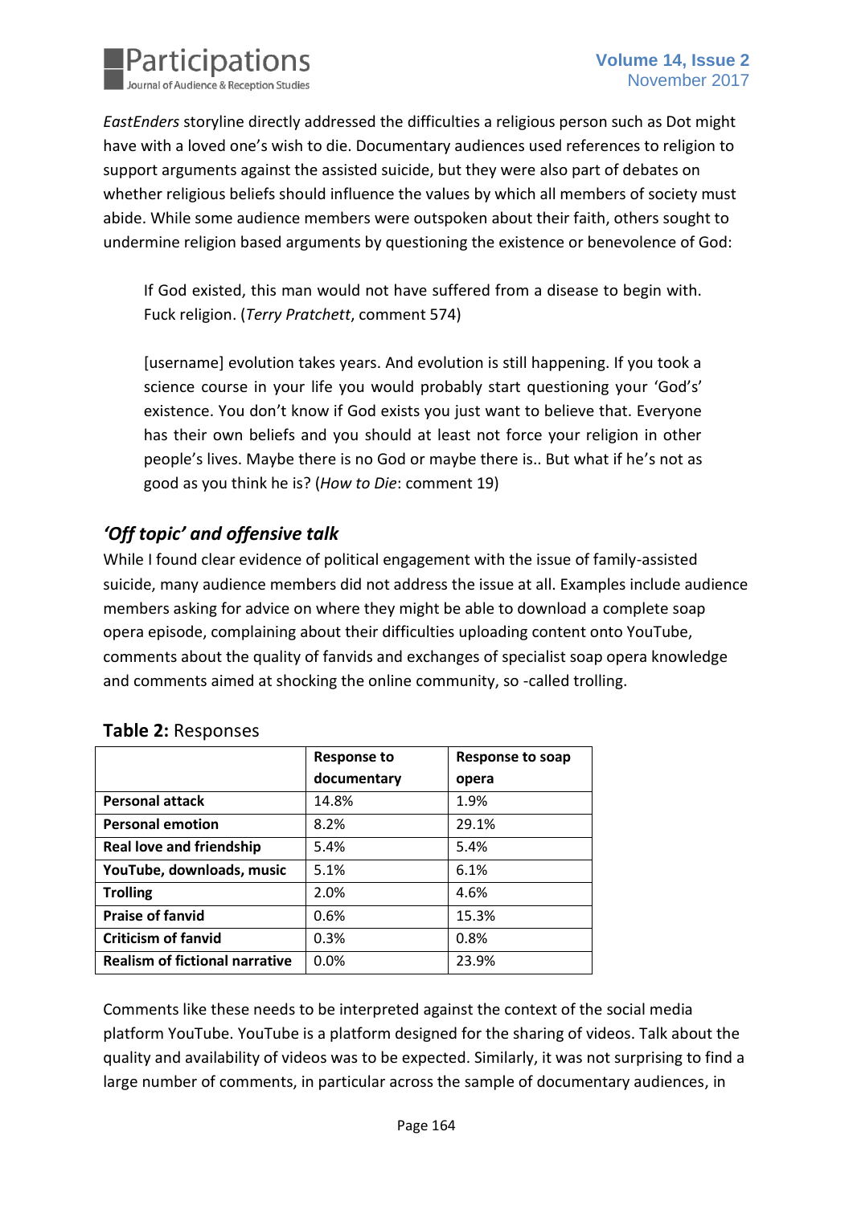*EastEnders* storyline directly addressed the difficulties a religious person such as Dot might have with a loved one's wish to die. Documentary audiences used references to religion to support arguments against the assisted suicide, but they were also part of debates on whether religious beliefs should influence the values by which all members of society must abide. While some audience members were outspoken about their faith, others sought to undermine religion based arguments by questioning the existence or benevolence of God:

> If God existed, this man would not have suffered from a disease to begin with. Fuck religion. (*Terry Pratchett*, comment 574)

> [username] evolution takes years. And evolution is still happening. If you took a science course in your life you would probably start questioning your 'God's' existence. You don't know if God exists you just want to believe that. Everyone has their own beliefs and you should at least not force your religion in other people's lives. Maybe there is no God or maybe there is.. But what if he's not as good as you think he is? (*How to Die*: comment 19)

## *'Off topic' and offensive talk*

While I found clear evidence of political engagement with the issue of family-assisted suicide, many audience members did not address the issue at all. Examples include audience members asking for advice on where they might be able to download a complete soap opera episode, complaining about their difficulties uploading content onto YouTube, comments about the quality of fanvids and exchanges of specialist soap opera knowledge and comments aimed at shocking the online community, so -called trolling.

**Table 2:** Responses

| | **Response to documentary** | **Response to soap opera** |
|---|---|---|
| **Personal attack** | 14.8% | 1.9% |
| **Personal emotion** | 8.2% | 29.1% |
| **Real love and friendship** | 5.4% | 5.4% |
| **YouTube, downloads, music** | 5.1% | 6.1% |
| **Trolling** | 2.0% | 4.6% |
| **Praise of fanvid** | 0.6% | 15.3% |
| **Criticism of fanvid** | 0.3% | 0.8% |
| **Realism of fictional narrative** | 0.0% | 23.9% |

Comments like these needs to be interpreted against the context of the social media platform YouTube. YouTube is a platform designed for the sharing of videos. Talk about the quality and availability of videos was to be expected. Similarly, it was not surprising to find a large number of comments, in particular across the sample of documentary audiences, in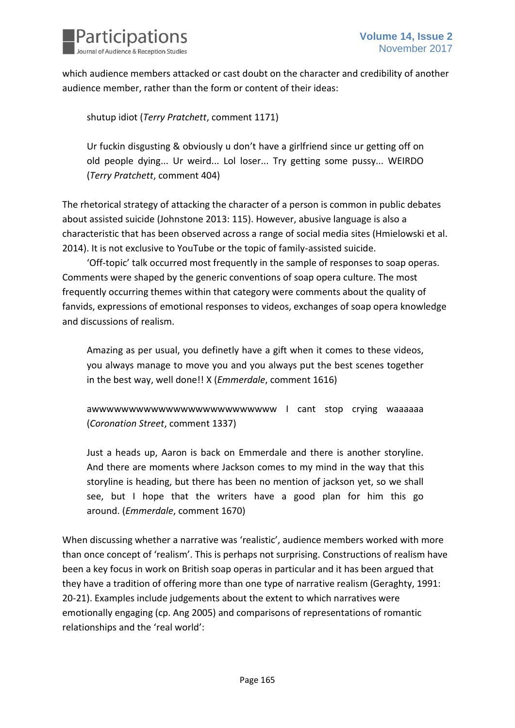which audience members attacked or cast doubt on the character and credibility of another audience member, rather than the form or content of their ideas:

> shutup idiot (*Terry Pratchett*, comment 1171)

> Ur fuckin disgusting & obviously u don't have a girlfriend since ur getting off on old people dying... Ur weird... Lol loser... Try getting some pussy... WEIRDO (*Terry Pratchett*, comment 404)

The rhetorical strategy of attacking the character of a person is common in public debates about assisted suicide (Johnstone 2013: 115). However, abusive language is also a characteristic that has been observed across a range of social media sites (Hmielowski et al. 2014). It is not exclusive to YouTube or the topic of family-assisted suicide.

'Off-topic' talk occurred most frequently in the sample of responses to soap operas. Comments were shaped by the generic conventions of soap opera culture. The most frequently occurring themes within that category were comments about the quality of fanvids, expressions of emotional responses to videos, exchanges of soap opera knowledge and discussions of realism.

> Amazing as per usual, you definetly have a gift when it comes to these videos, you always manage to move you and you always put the best scenes together in the best way, well done!! X (*Emmerdale*, comment 1616)

> awwwwwwwwwwwwwwwwwwwwwwwwwww I cant stop crying waaaaaa (*Coronation Street*, comment 1337)

> Just a heads up, Aaron is back on Emmerdale and there is another storyline. And there are moments where Jackson comes to my mind in the way that this storyline is heading, but there has been no mention of jackson yet, so we shall see, but I hope that the writers have a good plan for him this go around. (*Emmerdale*, comment 1670)

When discussing whether a narrative was 'realistic', audience members worked with more than once concept of 'realism'. This is perhaps not surprising. Constructions of realism have been a key focus in work on British soap operas in particular and it has been argued that they have a tradition of offering more than one type of narrative realism (Geraghty, 1991: 20-21). Examples include judgements about the extent to which narratives were emotionally engaging (cp. Ang 2005) and comparisons of representations of romantic relationships and the 'real world':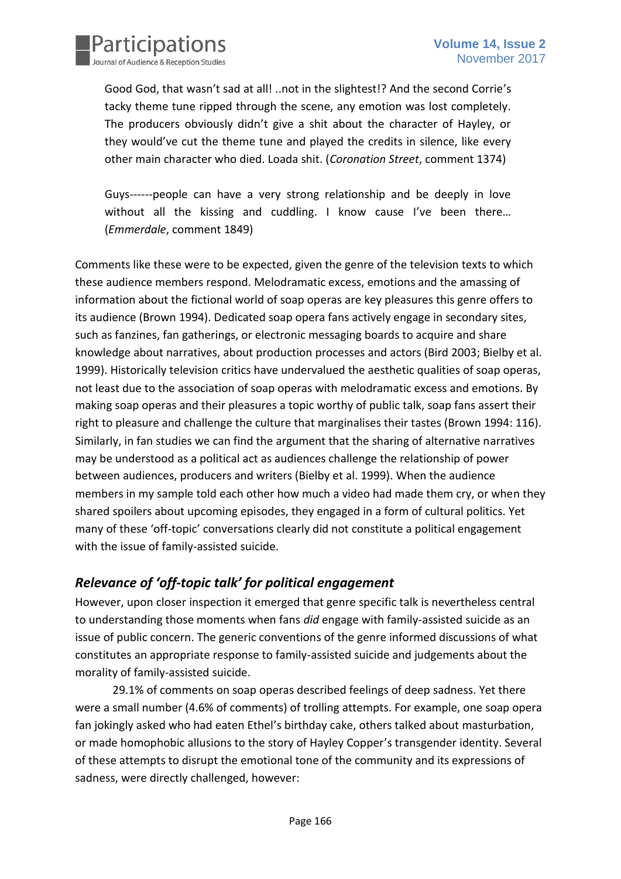> Good God, that wasn't sad at all! ..not in the slightest!? And the second Corrie's tacky theme tune ripped through the scene, any emotion was lost completely. The producers obviously didn't give a shit about the character of Hayley, or they would've cut the theme tune and played the credits in silence, like every other main character who died. Loada shit. (*Coronation Street*, comment 1374)

> Guys------people can have a very strong relationship and be deeply in love without all the kissing and cuddling. I know cause I've been there… (*Emmerdale*, comment 1849)

Comments like these were to be expected, given the genre of the television texts to which these audience members respond. Melodramatic excess, emotions and the amassing of information about the fictional world of soap operas are key pleasures this genre offers to its audience (Brown 1994). Dedicated soap opera fans actively engage in secondary sites, such as fanzines, fan gatherings, or electronic messaging boards to acquire and share knowledge about narratives, about production processes and actors (Bird 2003; Bielby et al. 1999). Historically television critics have undervalued the aesthetic qualities of soap operas, not least due to the association of soap operas with melodramatic excess and emotions. By making soap operas and their pleasures a topic worthy of public talk, soap fans assert their right to pleasure and challenge the culture that marginalises their tastes (Brown 1994: 116). Similarly, in fan studies we can find the argument that the sharing of alternative narratives may be understood as a political act as audiences challenge the relationship of power between audiences, producers and writers (Bielby et al. 1999). When the audience members in my sample told each other how much a video had made them cry, or when they shared spoilers about upcoming episodes, they engaged in a form of cultural politics. Yet many of these 'off-topic' conversations clearly did not constitute a political engagement with the issue of family-assisted suicide.

## *Relevance of 'off-topic talk' for political engagement*

However, upon closer inspection it emerged that genre specific talk is nevertheless central to understanding those moments when fans *did* engage with family-assisted suicide as an issue of public concern. The generic conventions of the genre informed discussions of what constitutes an appropriate response to family-assisted suicide and judgements about the morality of family-assisted suicide.

29.1% of comments on soap operas described feelings of deep sadness. Yet there were a small number (4.6% of comments) of trolling attempts. For example, one soap opera fan jokingly asked who had eaten Ethel's birthday cake, others talked about masturbation, or made homophobic allusions to the story of Hayley Copper's transgender identity. Several of these attempts to disrupt the emotional tone of the community and its expressions of sadness, were directly challenged, however: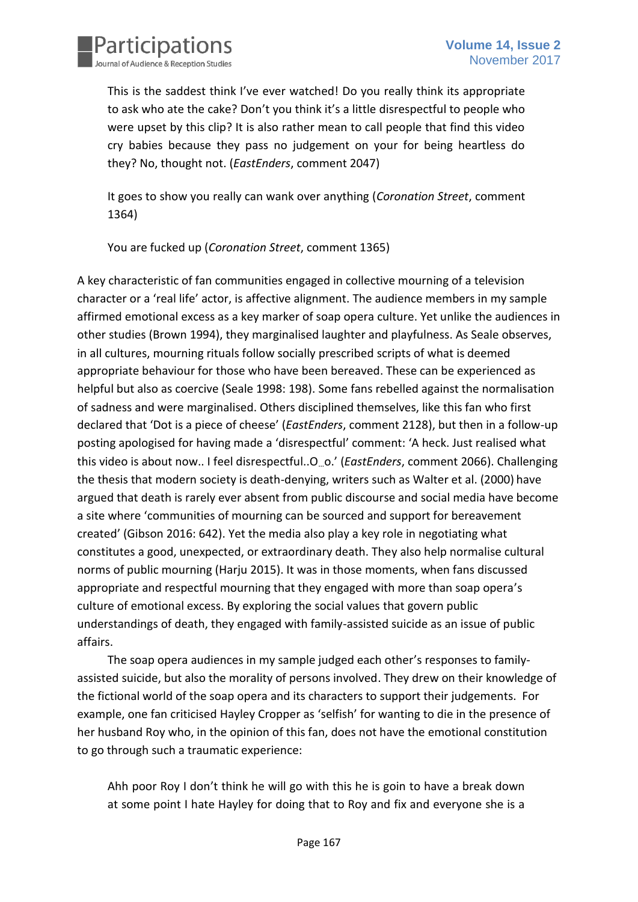> This is the saddest think I've ever watched! Do you really think its appropriate to ask who ate the cake? Don't you think it's a little disrespectful to people who were upset by this clip? It is also rather mean to call people that find this video cry babies because they pass no judgement on your for being heartless do they? No, thought not. (*EastEnders*, comment 2047)

> It goes to show you really can wank over anything (*Coronation Street*, comment 1364)

> You are fucked up (*Coronation Street*, comment 1365)

A key characteristic of fan communities engaged in collective mourning of a television character or a 'real life' actor, is affective alignment. The audience members in my sample affirmed emotional excess as a key marker of soap opera culture. Yet unlike the audiences in other studies (Brown 1994), they marginalised laughter and playfulness. As Seale observes, in all cultures, mourning rituals follow socially prescribed scripts of what is deemed appropriate behaviour for those who have been bereaved. These can be experienced as helpful but also as coercive (Seale 1998: 198). Some fans rebelled against the normalisation of sadness and were marginalised. Others disciplined themselves, like this fan who first declared that 'Dot is a piece of cheese' (*EastEnders*, comment 2128), but then in a follow-up posting apologised for having made a 'disrespectful' comment: 'A heck. Just realised what this video is about now.. I feel disrespectful..O_o.' (*EastEnders*, comment 2066). Challenging the thesis that modern society is death-denying, writers such as Walter et al. (2000) have argued that death is rarely ever absent from public discourse and social media have become a site where 'communities of mourning can be sourced and support for bereavement created' (Gibson 2016: 642). Yet the media also play a key role in negotiating what constitutes a good, unexpected, or extraordinary death. They also help normalise cultural norms of public mourning (Harju 2015). It was in those moments, when fans discussed appropriate and respectful mourning that they engaged with more than soap opera's culture of emotional excess. By exploring the social values that govern public understandings of death, they engaged with family-assisted suicide as an issue of public affairs.

The soap opera audiences in my sample judged each other's responses to family-assisted suicide, but also the morality of persons involved. They drew on their knowledge of the fictional world of the soap opera and its characters to support their judgements. For example, one fan criticised Hayley Cropper as 'selfish' for wanting to die in the presence of her husband Roy who, in the opinion of this fan, does not have the emotional constitution to go through such a traumatic experience:

> Ahh poor Roy I don't think he will go with this he is goin to have a break down at some point I hate Hayley for doing that to Roy and fix and everyone she is a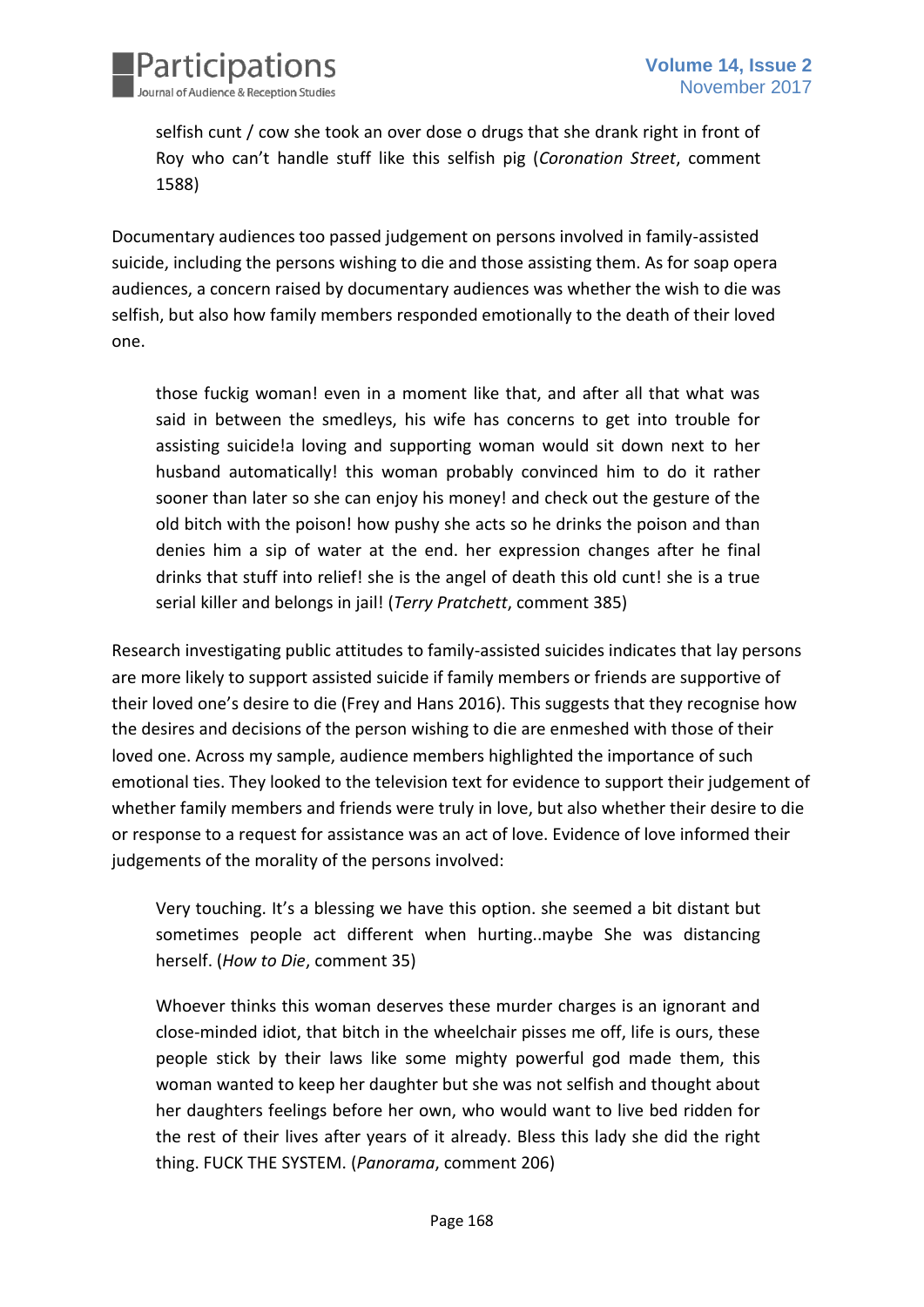> selfish cunt / cow she took an over dose o drugs that she drank right in front of Roy who can't handle stuff like this selfish pig (*Coronation Street*, comment 1588)

Documentary audiences too passed judgement on persons involved in family-assisted suicide, including the persons wishing to die and those assisting them. As for soap opera audiences, a concern raised by documentary audiences was whether the wish to die was selfish, but also how family members responded emotionally to the death of their loved one.

> those fuckig woman! even in a moment like that, and after all that what was said in between the smedleys, his wife has concerns to get into trouble for assisting suicide!a loving and supporting woman would sit down next to her husband automatically! this woman probably convinced him to do it rather sooner than later so she can enjoy his money! and check out the gesture of the old bitch with the poison! how pushy she acts so he drinks the poison and than denies him a sip of water at the end. her expression changes after he final drinks that stuff into relief! she is the angel of death this old cunt! she is a true serial killer and belongs in jail! (*Terry Pratchett*, comment 385)

Research investigating public attitudes to family-assisted suicides indicates that lay persons are more likely to support assisted suicide if family members or friends are supportive of their loved one's desire to die (Frey and Hans 2016). This suggests that they recognise how the desires and decisions of the person wishing to die are enmeshed with those of their loved one. Across my sample, audience members highlighted the importance of such emotional ties. They looked to the television text for evidence to support their judgement of whether family members and friends were truly in love, but also whether their desire to die or response to a request for assistance was an act of love. Evidence of love informed their judgements of the morality of the persons involved:

> Very touching. It's a blessing we have this option. she seemed a bit distant but sometimes people act different when hurting..maybe She was distancing herself. (*How to Die*, comment 35)

> Whoever thinks this woman deserves these murder charges is an ignorant and close-minded idiot, that bitch in the wheelchair pisses me off, life is ours, these people stick by their laws like some mighty powerful god made them, this woman wanted to keep her daughter but she was not selfish and thought about her daughters feelings before her own, who would want to live bed ridden for the rest of their lives after years of it already. Bless this lady she did the right thing. FUCK THE SYSTEM. (*Panorama*, comment 206)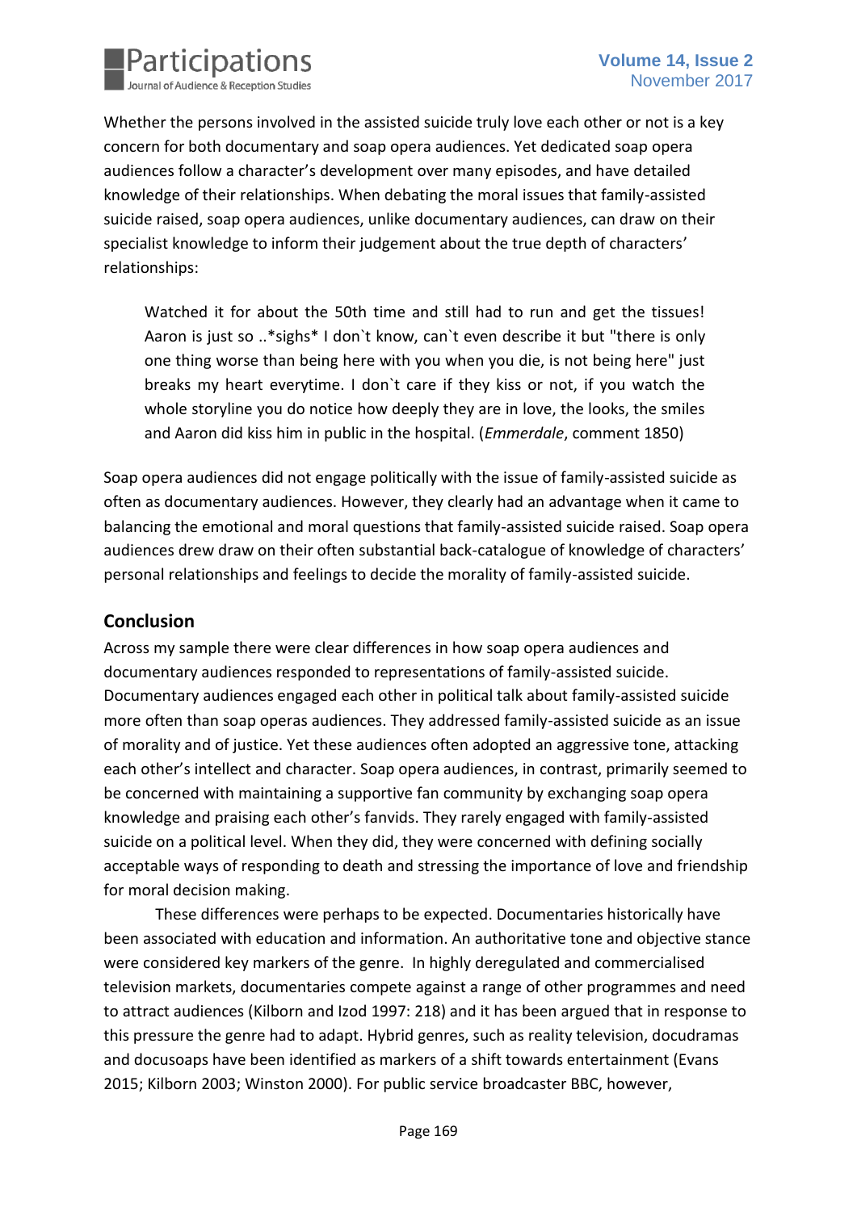Whether the persons involved in the assisted suicide truly love each other or not is a key concern for both documentary and soap opera audiences. Yet dedicated soap opera audiences follow a character's development over many episodes, and have detailed knowledge of their relationships. When debating the moral issues that family-assisted suicide raised, soap opera audiences, unlike documentary audiences, can draw on their specialist knowledge to inform their judgement about the true depth of characters' relationships:

> Watched it for about the 50th time and still had to run and get the tissues! Aaron is just so ..*sighs* I don`t know, can`t even describe it but "there is only one thing worse than being here with you when you die, is not being here" just breaks my heart everytime. I don`t care if they kiss or not, if you watch the whole storyline you do notice how deeply they are in love, the looks, the smiles and Aaron did kiss him in public in the hospital. (*Emmerdale*, comment 1850)

Soap opera audiences did not engage politically with the issue of family-assisted suicide as often as documentary audiences. However, they clearly had an advantage when it came to balancing the emotional and moral questions that family-assisted suicide raised. Soap opera audiences drew draw on their often substantial back-catalogue of knowledge of characters' personal relationships and feelings to decide the morality of family-assisted suicide.

## Conclusion

Across my sample there were clear differences in how soap opera audiences and documentary audiences responded to representations of family-assisted suicide. Documentary audiences engaged each other in political talk about family-assisted suicide more often than soap operas audiences. They addressed family-assisted suicide as an issue of morality and of justice. Yet these audiences often adopted an aggressive tone, attacking each other's intellect and character. Soap opera audiences, in contrast, primarily seemed to be concerned with maintaining a supportive fan community by exchanging soap opera knowledge and praising each other's fanvids. They rarely engaged with family-assisted suicide on a political level. When they did, they were concerned with defining socially acceptable ways of responding to death and stressing the importance of love and friendship for moral decision making.

These differences were perhaps to be expected. Documentaries historically have been associated with education and information. An authoritative tone and objective stance were considered key markers of the genre. In highly deregulated and commercialised television markets, documentaries compete against a range of other programmes and need to attract audiences (Kilborn and Izod 1997: 218) and it has been argued that in response to this pressure the genre had to adapt. Hybrid genres, such as reality television, docudramas and docusoaps have been identified as markers of a shift towards entertainment (Evans 2015; Kilborn 2003; Winston 2000). For public service broadcaster BBC, however,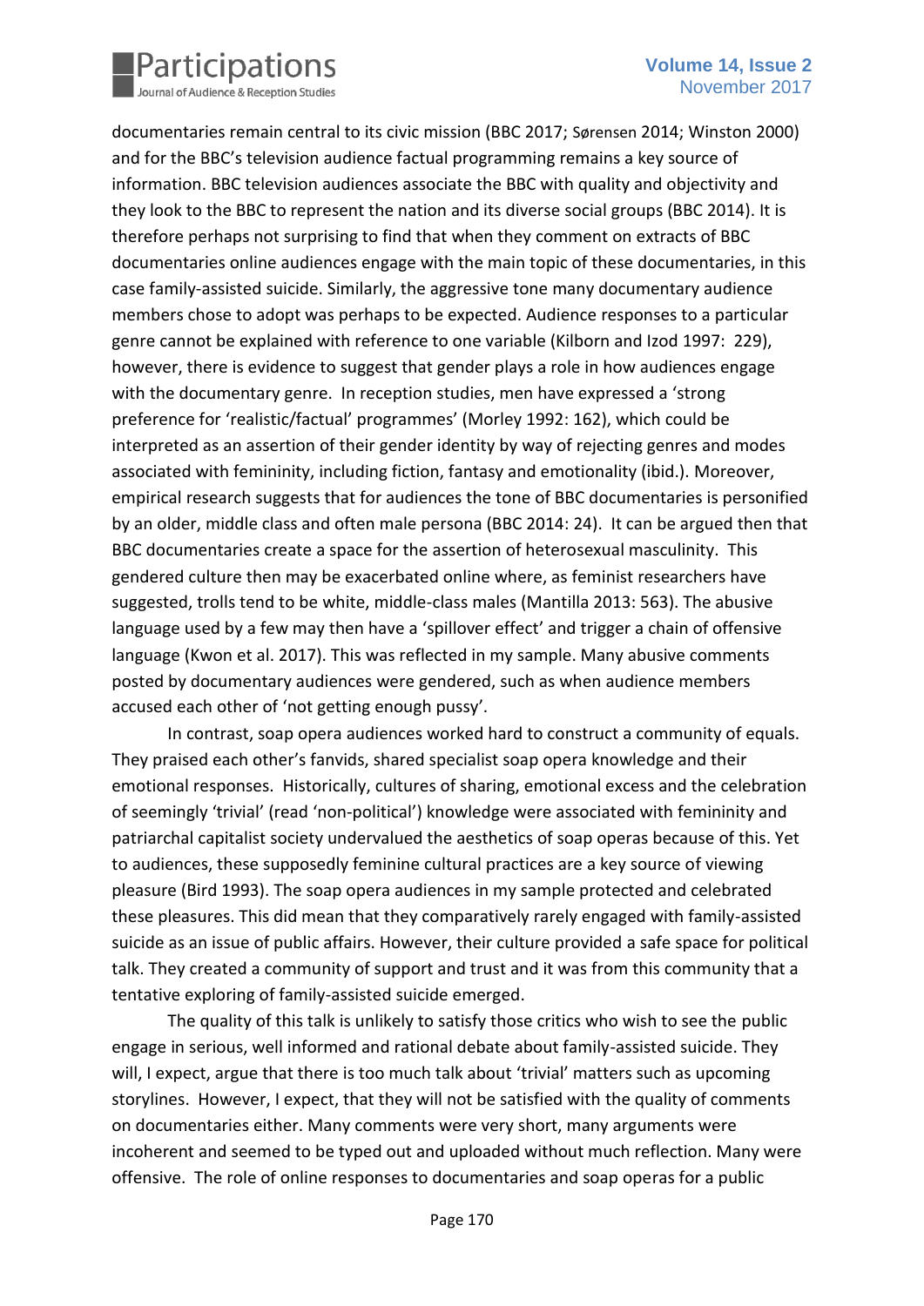documentaries remain central to its civic mission (BBC 2017; Sørensen 2014; Winston 2000) and for the BBC's television audience factual programming remains a key source of information. BBC television audiences associate the BBC with quality and objectivity and they look to the BBC to represent the nation and its diverse social groups (BBC 2014). It is therefore perhaps not surprising to find that when they comment on extracts of BBC documentaries online audiences engage with the main topic of these documentaries, in this case family-assisted suicide. Similarly, the aggressive tone many documentary audience members chose to adopt was perhaps to be expected. Audience responses to a particular genre cannot be explained with reference to one variable (Kilborn and Izod 1997: 229), however, there is evidence to suggest that gender plays a role in how audiences engage with the documentary genre. In reception studies, men have expressed a 'strong preference for 'realistic/factual' programmes' (Morley 1992: 162), which could be interpreted as an assertion of their gender identity by way of rejecting genres and modes associated with femininity, including fiction, fantasy and emotionality (ibid.). Moreover, empirical research suggests that for audiences the tone of BBC documentaries is personified by an older, middle class and often male persona (BBC 2014: 24). It can be argued then that BBC documentaries create a space for the assertion of heterosexual masculinity. This gendered culture then may be exacerbated online where, as feminist researchers have suggested, trolls tend to be white, middle-class males (Mantilla 2013: 563). The abusive language used by a few may then have a 'spillover effect' and trigger a chain of offensive language (Kwon et al. 2017). This was reflected in my sample. Many abusive comments posted by documentary audiences were gendered, such as when audience members accused each other of 'not getting enough pussy'.

In contrast, soap opera audiences worked hard to construct a community of equals. They praised each other's fanvids, shared specialist soap opera knowledge and their emotional responses. Historically, cultures of sharing, emotional excess and the celebration of seemingly 'trivial' (read 'non-political') knowledge were associated with femininity and patriarchal capitalist society undervalued the aesthetics of soap operas because of this. Yet to audiences, these supposedly feminine cultural practices are a key source of viewing pleasure (Bird 1993). The soap opera audiences in my sample protected and celebrated these pleasures. This did mean that they comparatively rarely engaged with family-assisted suicide as an issue of public affairs. However, their culture provided a safe space for political talk. They created a community of support and trust and it was from this community that a tentative exploring of family-assisted suicide emerged.

The quality of this talk is unlikely to satisfy those critics who wish to see the public engage in serious, well informed and rational debate about family-assisted suicide. They will, I expect, argue that there is too much talk about 'trivial' matters such as upcoming storylines. However, I expect, that they will not be satisfied with the quality of comments on documentaries either. Many comments were very short, many arguments were incoherent and seemed to be typed out and uploaded without much reflection. Many were offensive. The role of online responses to documentaries and soap operas for a public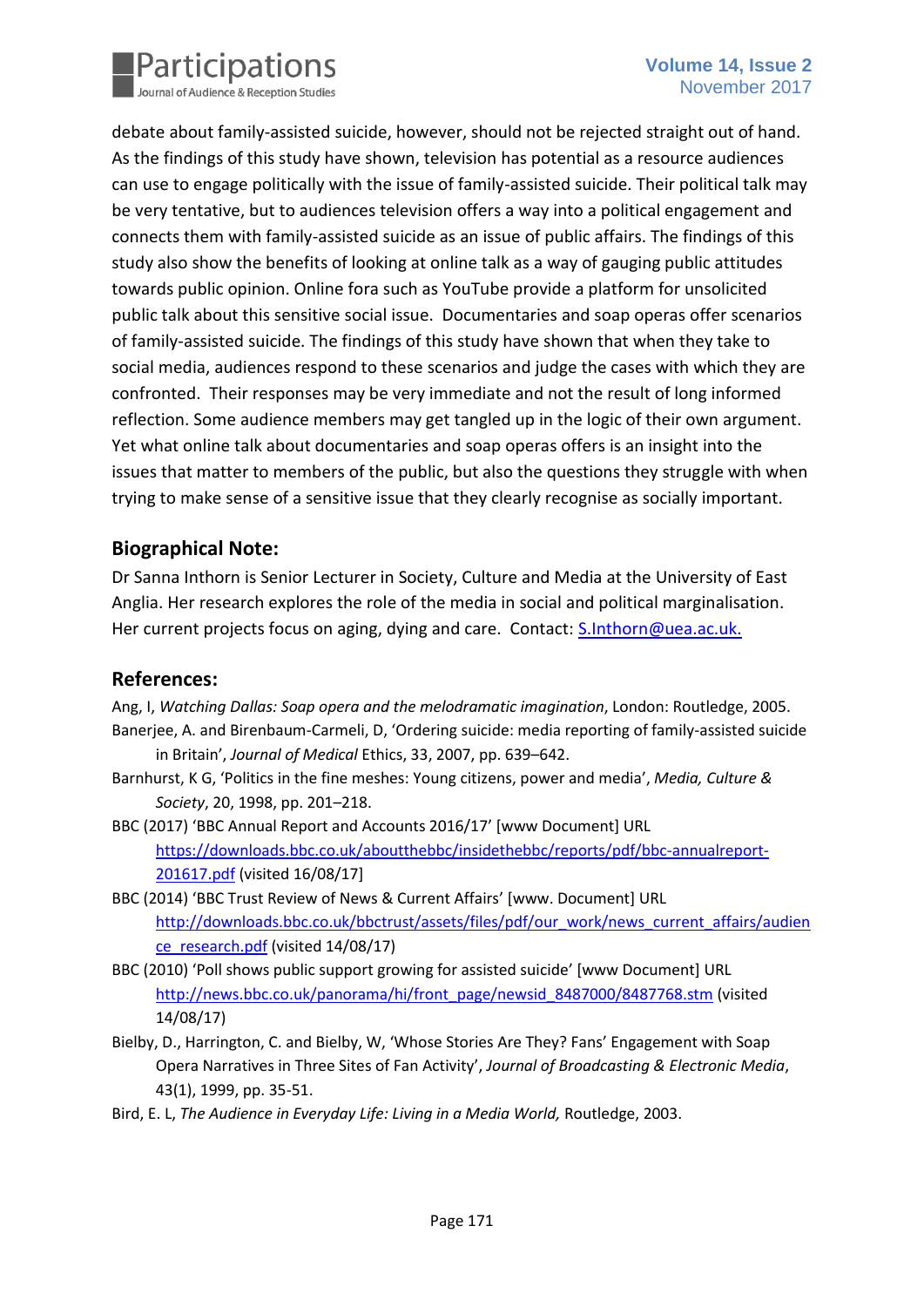debate about family-assisted suicide, however, should not be rejected straight out of hand. As the findings of this study have shown, television has potential as a resource audiences can use to engage politically with the issue of family-assisted suicide. Their political talk may be very tentative, but to audiences television offers a way into a political engagement and connects them with family-assisted suicide as an issue of public affairs. The findings of this study also show the benefits of looking at online talk as a way of gauging public attitudes towards public opinion. Online fora such as YouTube provide a platform for unsolicited public talk about this sensitive social issue. Documentaries and soap operas offer scenarios of family-assisted suicide. The findings of this study have shown that when they take to social media, audiences respond to these scenarios and judge the cases with which they are confronted. Their responses may be very immediate and not the result of long informed reflection. Some audience members may get tangled up in the logic of their own argument. Yet what online talk about documentaries and soap operas offers is an insight into the issues that matter to members of the public, but also the questions they struggle with when trying to make sense of a sensitive issue that they clearly recognise as socially important.

## Biographical Note:

Dr Sanna Inthorn is Senior Lecturer in Society, Culture and Media at the University of East Anglia. Her research explores the role of the media in social and political marginalisation. Her current projects focus on aging, dying and care. Contact: S.Inthorn@uea.ac.uk.

## References:

Ang, I, *Watching Dallas: Soap opera and the melodramatic imagination*, London: Routledge, 2005.

Banerjee, A. and Birenbaum-Carmeli, D, 'Ordering suicide: media reporting of family-assisted suicide in Britain', *Journal of Medical* Ethics, 33, 2007, pp. 639–642.

Barnhurst, K G, 'Politics in the fine meshes: Young citizens, power and media', *Media, Culture & Society*, 20, 1998, pp. 201–218.

BBC (2017) 'BBC Annual Report and Accounts 2016/17' [www Document] URL https://downloads.bbc.co.uk/aboutthebbc/insidethebbc/reports/pdf/bbc-annualreport-201617.pdf (visited 16/08/17]

BBC (2014) 'BBC Trust Review of News & Current Affairs' [www. Document] URL http://downloads.bbc.co.uk/bbctrust/assets/files/pdf/our_work/news_current_affairs/audience_research.pdf (visited 14/08/17)

BBC (2010) 'Poll shows public support growing for assisted suicide' [www Document] URL http://news.bbc.co.uk/panorama/hi/front_page/newsid_8487000/8487768.stm (visited 14/08/17)

Bielby, D., Harrington, C. and Bielby, W, 'Whose Stories Are They? Fans' Engagement with Soap Opera Narratives in Three Sites of Fan Activity', *Journal of Broadcasting & Electronic Media*, 43(1), 1999, pp. 35-51.

Bird, E. L, *The Audience in Everyday Life: Living in a Media World,* Routledge, 2003.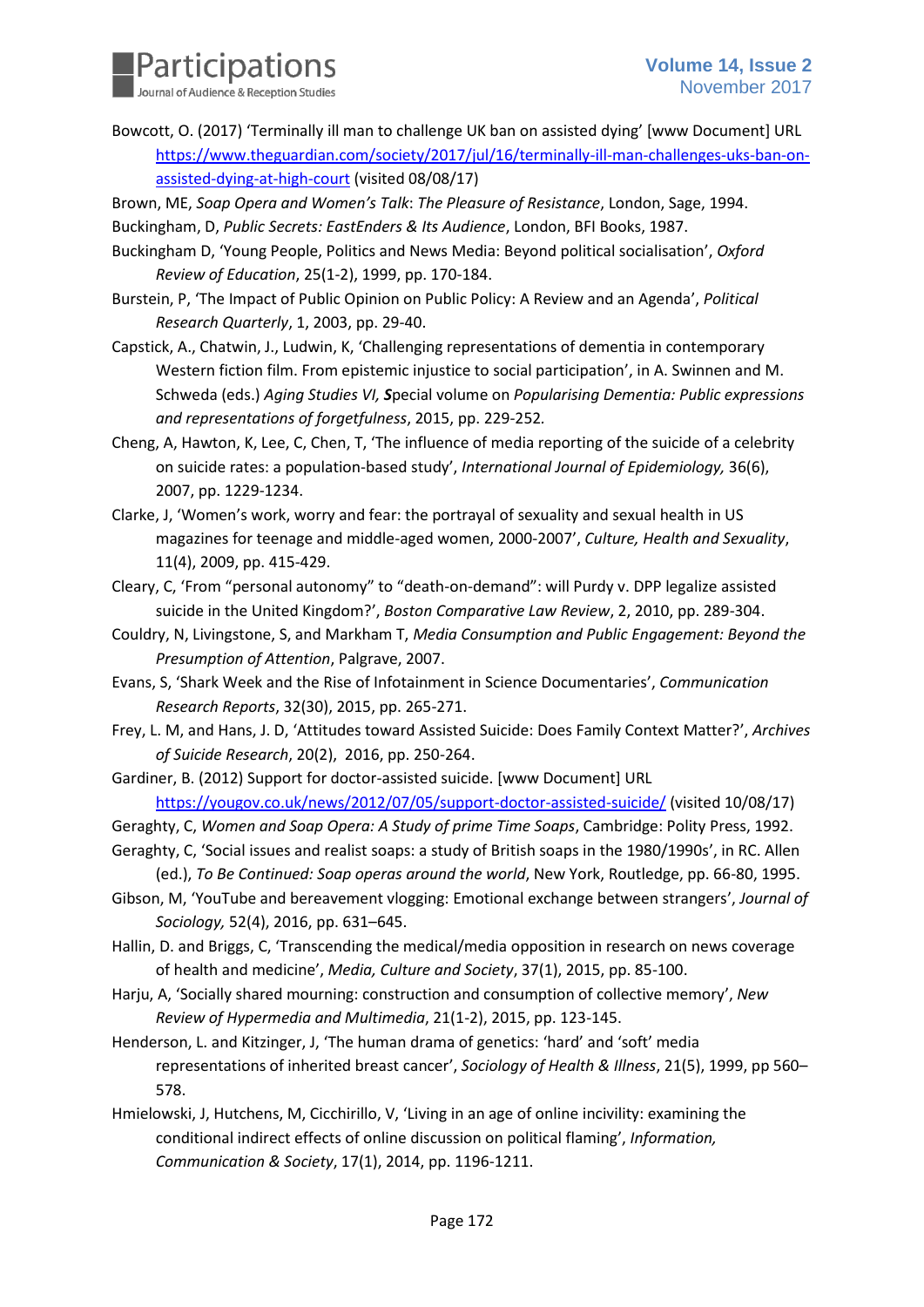Bowcott, O. (2017) 'Terminally ill man to challenge UK ban on assisted dying' [www Document] URL https://www.theguardian.com/society/2017/jul/16/terminally-ill-man-challenges-uks-ban-on-assisted-dying-at-high-court (visited 08/08/17)

Brown, ME, *Soap Opera and Women's Talk*: *The Pleasure of Resistance*, London, Sage, 1994.

Buckingham, D, *Public Secrets: EastEnders & Its Audience*, London, BFI Books, 1987.

Buckingham D, 'Young People, Politics and News Media: Beyond political socialisation', *Oxford Review of Education*, 25(1-2), 1999, pp. 170-184.

Burstein, P, 'The Impact of Public Opinion on Public Policy: A Review and an Agenda', *Political Research Quarterly*, 1, 2003, pp. 29-40.

Capstick, A., Chatwin, J., Ludwin, K, 'Challenging representations of dementia in contemporary Western fiction film. From epistemic injustice to social participation', in A. Swinnen and M. Schweda (eds.) *Aging Studies VI, **S**pecial volume on Popularising Dementia: Public expressions and representations of forgetfulness*, 2015, pp. 229-252.

Cheng, A, Hawton, K, Lee, C, Chen, T, 'The influence of media reporting of the suicide of a celebrity on suicide rates: a population-based study', *International Journal of Epidemiology,* 36(6), 2007, pp. 1229-1234.

Clarke, J, 'Women's work, worry and fear: the portrayal of sexuality and sexual health in US magazines for teenage and middle-aged women, 2000-2007', *Culture, Health and Sexuality*, 11(4), 2009, pp. 415-429.

Cleary, C, 'From "personal autonomy" to "death-on-demand": will Purdy v. DPP legalize assisted suicide in the United Kingdom?', *Boston Comparative Law Review*, 2, 2010, pp. 289-304.

Couldry, N, Livingstone, S, and Markham T, *Media Consumption and Public Engagement: Beyond the Presumption of Attention*, Palgrave, 2007.

Evans, S, 'Shark Week and the Rise of Infotainment in Science Documentaries', *Communication Research Reports*, 32(30), 2015, pp. 265-271.

Frey, L. M, and Hans, J. D, 'Attitudes toward Assisted Suicide: Does Family Context Matter?', *Archives of Suicide Research*, 20(2), 2016, pp. 250-264.

Gardiner, B. (2012) Support for doctor-assisted suicide. [www Document] URL https://yougov.co.uk/news/2012/07/05/support-doctor-assisted-suicide/ (visited 10/08/17)

Geraghty, C, *Women and Soap Opera: A Study of prime Time Soaps*, Cambridge: Polity Press, 1992.

Geraghty, C, 'Social issues and realist soaps: a study of British soaps in the 1980/1990s', in RC. Allen (ed.), *To Be Continued: Soap operas around the world*, New York, Routledge, pp. 66-80, 1995.

Gibson, M, 'YouTube and bereavement vlogging: Emotional exchange between strangers', *Journal of Sociology,* 52(4), 2016, pp. 631–645.

Hallin, D. and Briggs, C, 'Transcending the medical/media opposition in research on news coverage of health and medicine', *Media, Culture and Society*, 37(1), 2015, pp. 85-100.

Harju, A, 'Socially shared mourning: construction and consumption of collective memory', *New Review of Hypermedia and Multimedia*, 21(1-2), 2015, pp. 123-145.

Henderson, L. and Kitzinger, J, 'The human drama of genetics: 'hard' and 'soft' media representations of inherited breast cancer', *Sociology of Health & Illness*, 21(5), 1999, pp 560–578.

Hmielowski, J, Hutchens, M, Cicchirillo, V, 'Living in an age of online incivility: examining the conditional indirect effects of online discussion on political flaming', *Information, Communication & Society*, 17(1), 2014, pp. 1196-1211.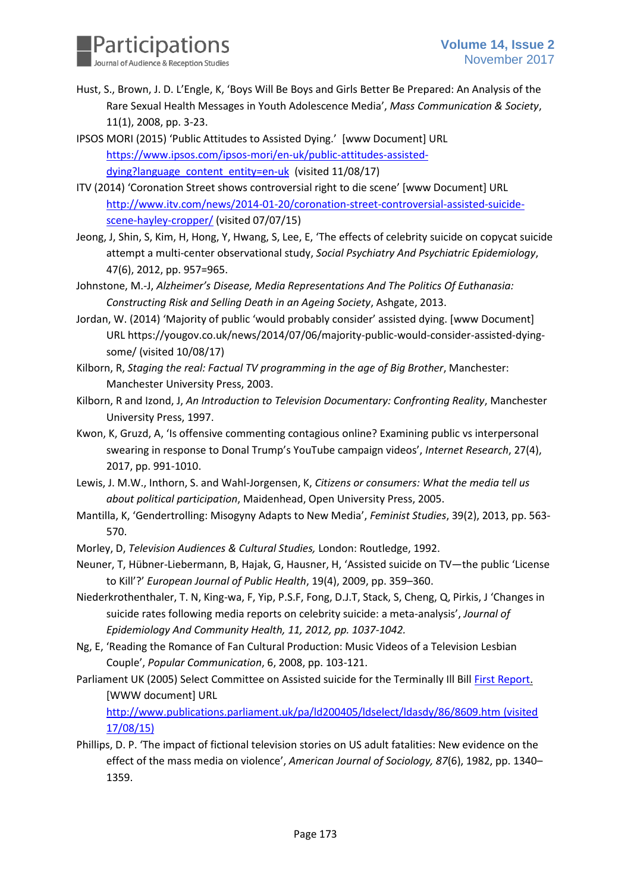Hust, S., Brown, J. D. L'Engle, K, 'Boys Will Be Boys and Girls Better Be Prepared: An Analysis of the Rare Sexual Health Messages in Youth Adolescence Media', *Mass Communication & Society*, 11(1), 2008, pp. 3-23.

IPSOS MORI (2015) 'Public Attitudes to Assisted Dying.' [www Document] URL https://www.ipsos.com/ipsos-mori/en-uk/public-attitudes-assisted-dying?language_content_entity=en-uk (visited 11/08/17)

ITV (2014) 'Coronation Street shows controversial right to die scene' [www Document] URL http://www.itv.com/news/2014-01-20/coronation-street-controversial-assisted-suicide-scene-hayley-cropper/ (visited 07/07/15)

Jeong, J, Shin, S, Kim, H, Hong, Y, Hwang, S, Lee, E, 'The effects of celebrity suicide on copycat suicide attempt a multi-center observational study, *Social Psychiatry And Psychiatric Epidemiology*, 47(6), 2012, pp. 957=965.

Johnstone, M.-J, *Alzheimer's Disease, Media Representations And The Politics Of Euthanasia: Constructing Risk and Selling Death in an Ageing Society*, Ashgate, 2013.

Jordan, W. (2014) 'Majority of public 'would probably consider' assisted dying. [www Document] URL https://yougov.co.uk/news/2014/07/06/majority-public-would-consider-assisted-dying-some/ (visited 10/08/17)

Kilborn, R, *Staging the real: Factual TV programming in the age of Big Brother*, Manchester: Manchester University Press, 2003.

Kilborn, R and Izond, J, *An Introduction to Television Documentary: Confronting Reality*, Manchester University Press, 1997.

Kwon, K, Gruzd, A, 'Is offensive commenting contagious online? Examining public vs interpersonal swearing in response to Donal Trump's YouTube campaign videos', *Internet Research*, 27(4), 2017, pp. 991-1010.

Lewis, J. M.W., Inthorn, S. and Wahl-Jorgensen, K, *Citizens or consumers: What the media tell us about political participation*, Maidenhead, Open University Press, 2005.

Mantilla, K, 'Gendertrolling: Misogyny Adapts to New Media', *Feminist Studies*, 39(2), 2013, pp. 563-570.

Morley, D, *Television Audiences & Cultural Studies,* London: Routledge, 1992.

Neuner, T, Hübner-Liebermann, B, Hajak, G, Hausner, H, 'Assisted suicide on TV—the public 'License to Kill'?' *European Journal of Public Health*, 19(4), 2009, pp. 359–360.

Niederkrothenthaler, T. N, King-wa, F, Yip, P.S.F, Fong, D.J.T, Stack, S, Cheng, Q, Pirkis, J 'Changes in suicide rates following media reports on celebrity suicide: a meta-analysis', *Journal of Epidemiology And Community Health, 11, 2012, pp. 1037-1042.*

Ng, E, 'Reading the Romance of Fan Cultural Production: Music Videos of a Television Lesbian Couple', *Popular Communication*, 6, 2008, pp. 103-121.

Parliament UK (2005) Select Committee on Assisted suicide for the Terminally Ill Bill First Report. [WWW document] URL http://www.publications.parliament.uk/pa/ld200405/ldselect/ldasdy/86/8609.htm (visited 17/08/15)

Phillips, D. P. 'The impact of fictional television stories on US adult fatalities: New evidence on the effect of the mass media on violence', *American Journal of Sociology, 87*(6), 1982, pp. 1340–1359.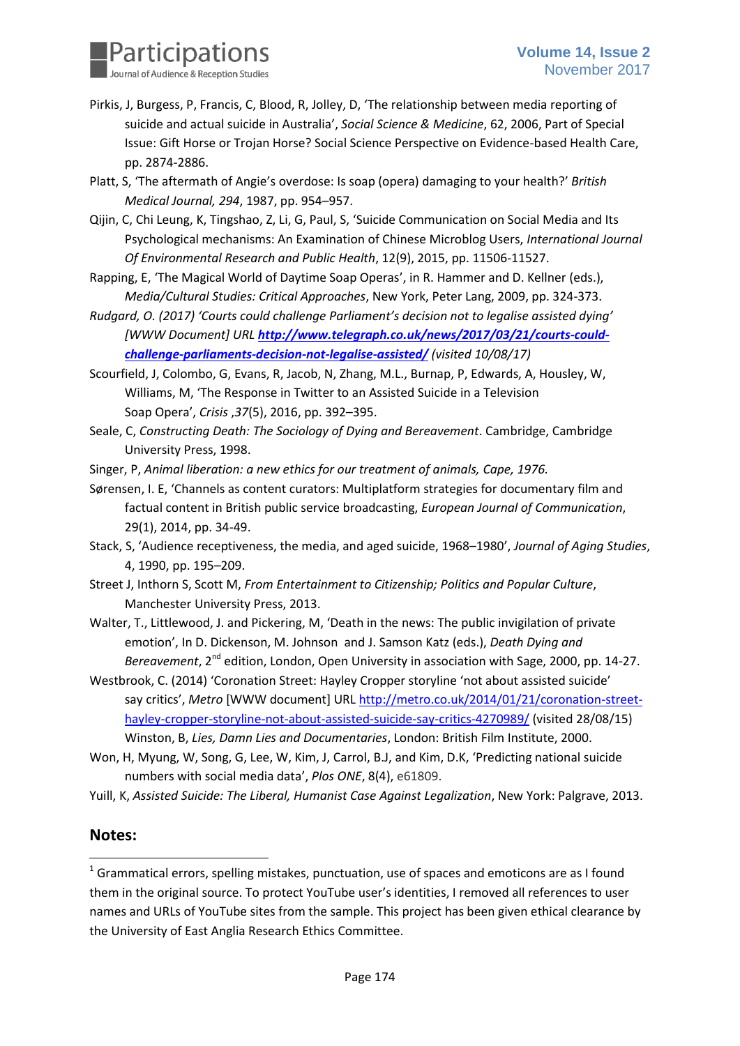Pirkis, J, Burgess, P, Francis, C, Blood, R, Jolley, D, 'The relationship between media reporting of suicide and actual suicide in Australia', *Social Science & Medicine*, 62, 2006, Part of Special Issue: Gift Horse or Trojan Horse? Social Science Perspective on Evidence-based Health Care, pp. 2874-2886.

Platt, S, 'The aftermath of Angie's overdose: Is soap (opera) damaging to your health?' *British Medical Journal, 294*, 1987, pp. 954–957.

Qijin, C, Chi Leung, K, Tingshao, Z, Li, G, Paul, S, 'Suicide Communication on Social Media and Its Psychological mechanisms: An Examination of Chinese Microblog Users, *International Journal Of Environmental Research and Public Health*, 12(9), 2015, pp. 11506-11527.

Rapping, E, 'The Magical World of Daytime Soap Operas', in R. Hammer and D. Kellner (eds.), *Media/Cultural Studies: Critical Approaches*, New York, Peter Lang, 2009, pp. 324-373.

*Rudgard, O. (2017) 'Courts could challenge Parliament's decision not to legalise assisted dying' [WWW Document] URL* ***http://www.telegraph.co.uk/news/2017/03/21/courts-could-challenge-parliaments-decision-not-legalise-assisted/*** *(visited 10/08/17)*

Scourfield, J, Colombo, G, Evans, R, Jacob, N, Zhang, M.L., Burnap, P, Edwards, A, Housley, W, Williams, M, 'The Response in Twitter to an Assisted Suicide in a Television Soap Opera', *Crisis* ,*37*(5), 2016, pp. 392–395.

Seale, C, *Constructing Death: The Sociology of Dying and Bereavement*. Cambridge, Cambridge University Press, 1998.

Singer, P, *Animal liberation: a new ethics for our treatment of animals, Cape, 1976.*

Sørensen, I. E, 'Channels as content curators: Multiplatform strategies for documentary film and factual content in British public service broadcasting, *European Journal of Communication*, 29(1), 2014, pp. 34-49.

Stack, S, 'Audience receptiveness, the media, and aged suicide, 1968–1980', *Journal of Aging Studies*, 4, 1990, pp. 195–209.

Street J, Inthorn S, Scott M, *From Entertainment to Citizenship; Politics and Popular Culture*, Manchester University Press, 2013.

Walter, T., Littlewood, J. and Pickering, M, 'Death in the news: The public invigilation of private emotion', In D. Dickenson, M. Johnson and J. Samson Katz (eds.), *Death Dying and Bereavement*, 2nd edition, London, Open University in association with Sage, 2000, pp. 14-27.

Westbrook, C. (2014) 'Coronation Street: Hayley Cropper storyline 'not about assisted suicide' say critics', *Metro* [WWW document] URL http://metro.co.uk/2014/01/21/coronation-street-hayley-cropper-storyline-not-about-assisted-suicide-say-critics-4270989/ (visited 28/08/15) Winston, B, *Lies, Damn Lies and Documentaries*, London: British Film Institute, 2000.

Won, H, Myung, W, Song, G, Lee, W, Kim, J, Carrol, B.J, and Kim, D.K, 'Predicting national suicide numbers with social media data', *Plos ONE*, 8(4), e61809.

Yuill, K, *Assisted Suicide: The Liberal, Humanist Case Against Legalization*, New York: Palgrave, 2013.

## Notes:

[1] Grammatical errors, spelling mistakes, punctuation, use of spaces and emoticons are as I found them in the original source. To protect YouTube user's identities, I removed all references to user names and URLs of YouTube sites from the sample. This project has been given ethical clearance by the University of East Anglia Research Ethics Committee.